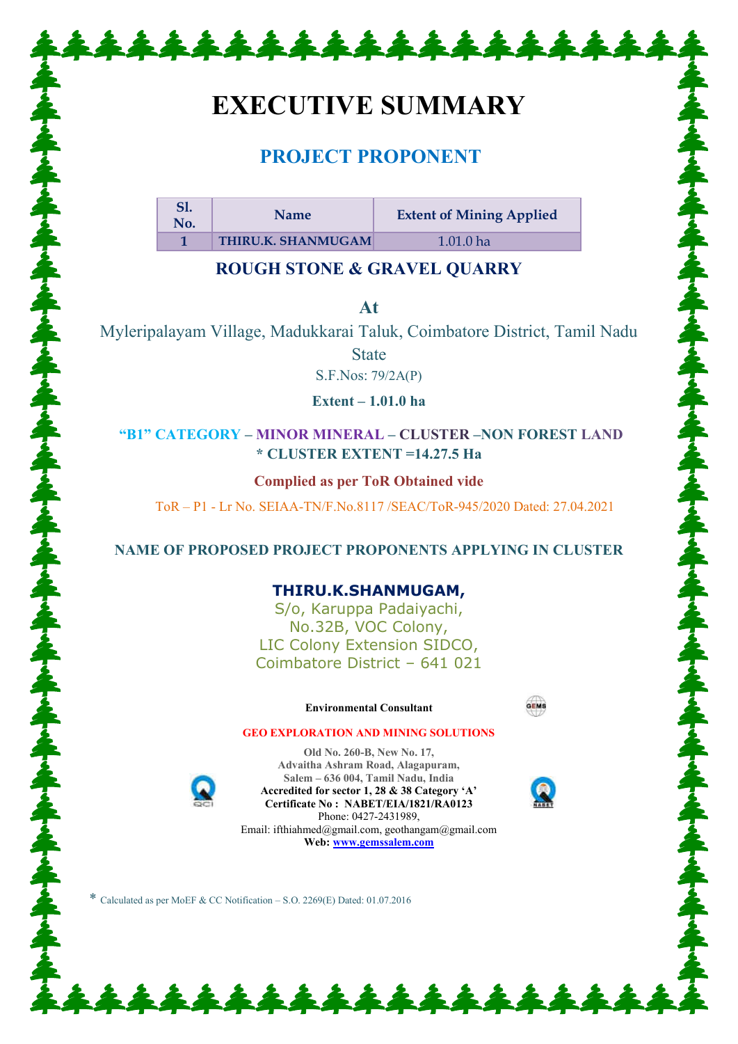# EXECUTIVE SUMMARY

## PROJECT PROPONENT

| Sl. No. | Name | Extent of Mining Applied |
|---|---|---|
| 1 | THIRU.K. SHANMUGAM | 1.01.0 ha |

### ROUGH STONE & GRAVEL QUARRY

**At**

Myleripalayam Village, Madukkarai Taluk, Coimbatore District, Tamil Nadu State

S.F.Nos: 79/2A(P)

**Extent – 1.01.0 ha**

**"B1" CATEGORY – MINOR MINERAL – CLUSTER –NON FOREST LAND**

**\* CLUSTER EXTENT =14.27.5 Ha**

**Complied as per ToR Obtained vide**

ToR – P1 - Lr No. SEIAA-TN/F.No.8117 /SEAC/ToR-945/2020 Dated: 27.04.2021

**NAME OF PROPOSED PROJECT PROPONENTS APPLYING IN CLUSTER**

**THIRU.K.SHANMUGAM,**
S/o, Karuppa Padaiyachi,
No.32B, VOC Colony,
LIC Colony Extension SIDCO,
Coimbatore District – 641 021

**Environmental Consultant**

**GEO EXPLORATION AND MINING SOLUTIONS**

Old No. 260-B, New No. 17,
Advaitha Ashram Road, Alagapuram,
Salem – 636 004, Tamil Nadu, India
**Accredited for sector 1, 28 & 38 Category 'A'**
**Certificate No : NABET/EIA/1821/RA0123**
Phone: 0427-2431989,
Email: ifthiahmed@gmail.com, geothangam@gmail.com
**Web: www.gemssalem.com**

\* Calculated as per MoEF & CC Notification – S.O. 2269(E) Dated: 01.07.2016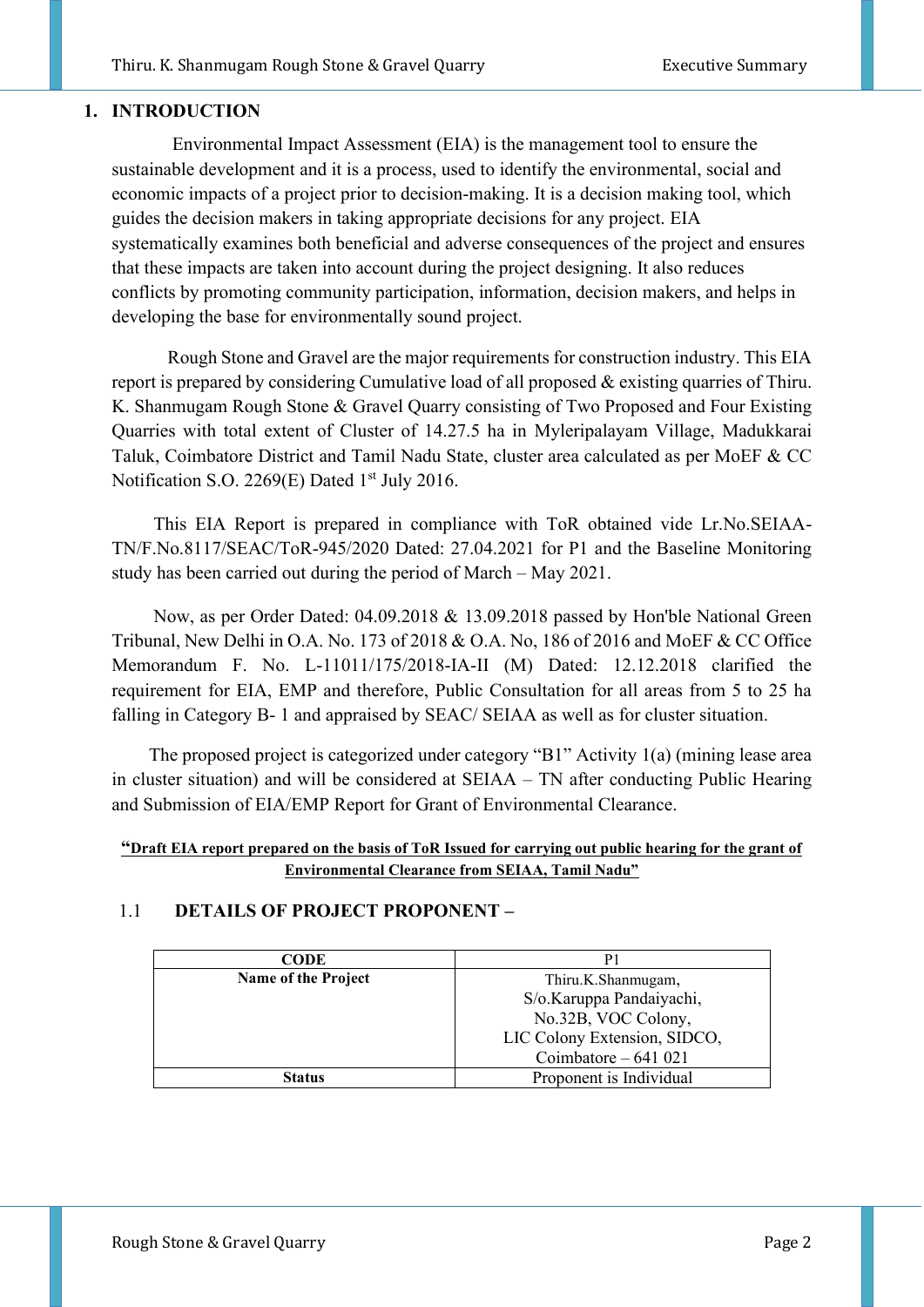# 1. INTRODUCTION

Environmental Impact Assessment (EIA) is the management tool to ensure the sustainable development and it is a process, used to identify the environmental, social and economic impacts of a project prior to decision-making. It is a decision making tool, which guides the decision makers in taking appropriate decisions for any project. EIA systematically examines both beneficial and adverse consequences of the project and ensures that these impacts are taken into account during the project designing. It also reduces conflicts by promoting community participation, information, decision makers, and helps in developing the base for environmentally sound project.

Rough Stone and Gravel are the major requirements for construction industry. This EIA report is prepared by considering Cumulative load of all proposed & existing quarries of Thiru. K. Shanmugam Rough Stone & Gravel Quarry consisting of Two Proposed and Four Existing Quarries with total extent of Cluster of 14.27.5 ha in Myleripalayam Village, Madukkarai Taluk, Coimbatore District and Tamil Nadu State, cluster area calculated as per MoEF & CC Notification S.O. 2269(E) Dated 1st July 2016.

This EIA Report is prepared in compliance with ToR obtained vide Lr.No.SEIAA-TN/F.No.8117/SEAC/ToR-945/2020 Dated: 27.04.2021 for P1 and the Baseline Monitoring study has been carried out during the period of March – May 2021.

Now, as per Order Dated: 04.09.2018 & 13.09.2018 passed by Hon'ble National Green Tribunal, New Delhi in O.A. No. 173 of 2018 & O.A. No, 186 of 2016 and MoEF & CC Office Memorandum F. No. L-11011/175/2018-IA-II (M) Dated: 12.12.2018 clarified the requirement for EIA, EMP and therefore, Public Consultation for all areas from 5 to 25 ha falling in Category B- 1 and appraised by SEAC/ SEIAA as well as for cluster situation.

The proposed project is categorized under category "B1" Activity 1(a) (mining lease area in cluster situation) and will be considered at SEIAA – TN after conducting Public Hearing and Submission of EIA/EMP Report for Grant of Environmental Clearance.

**"Draft EIA report prepared on the basis of ToR Issued for carrying out public hearing for the grant of Environmental Clearance from SEIAA, Tamil Nadu"**

## 1.1 DETAILS OF PROJECT PROPONENT –

| CODE | P1 |
|---|---|
| **Name of the Project** | Thiru.K.Shanmugam, S/o.Karuppa Pandaiyachi, No.32B, VOC Colony, LIC Colony Extension, SIDCO, Coimbatore – 641 021 |
| **Status** | Proponent is Individual |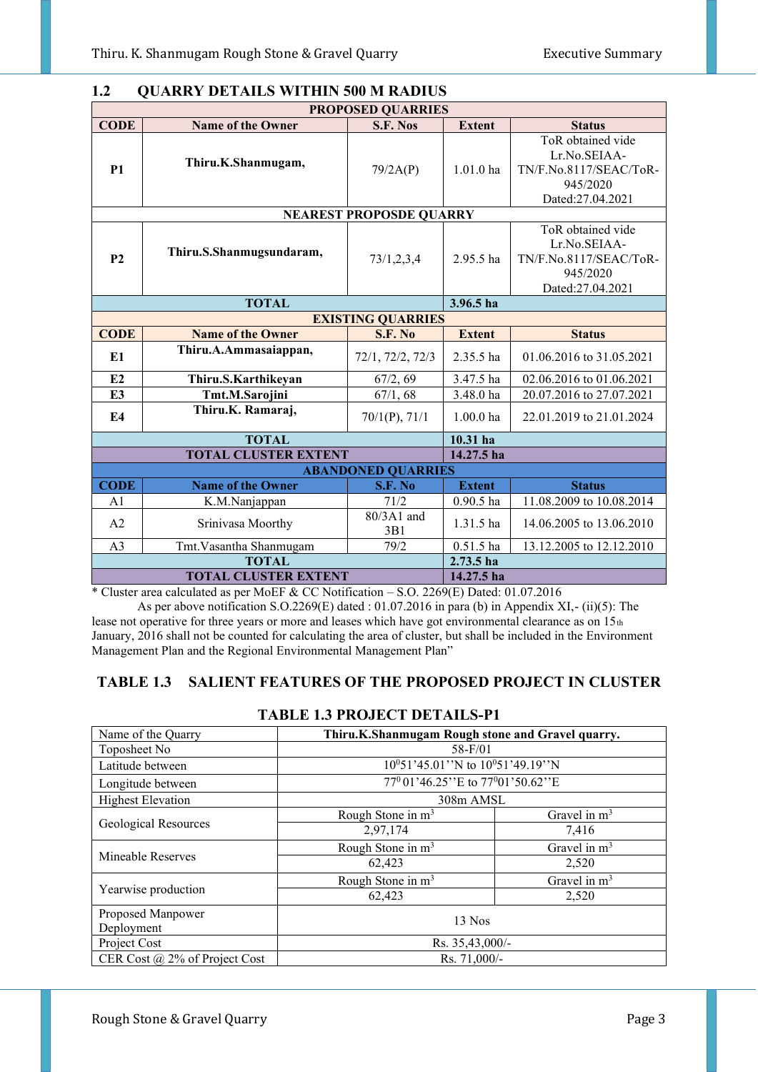## 1.2 QUARRY DETAILS WITHIN 500 M RADIUS

| PROPOSED QUARRIES | | | | |
|---|---|---|---|---|
| CODE | Name of the Owner | S.F. Nos | Extent | Status |
| P1 | Thiru.K.Shanmugam, | 79/2A(P) | 1.01.0 ha | ToR obtained vide Lr.No.SEIAA-TN/F.No.8117/SEAC/ToR-945/2020 Dated:27.04.2021 |
| NEAREST PROPOSDE QUARRY | | | | |
| P2 | Thiru.S.Shanmugsundaram, | 73/1,2,3,4 | 2.95.5 ha | ToR obtained vide Lr.No.SEIAA-TN/F.No.8117/SEAC/ToR-945/2020 Dated:27.04.2021 |
| TOTAL | | | 3.96.5 ha | |
| EXISTING QUARRIES | | | | |
| CODE | Name of the Owner | S.F. No | Extent | Status |
| E1 | Thiru.A.Ammasaiappan, | 72/1, 72/2, 72/3 | 2.35.5 ha | 01.06.2016 to 31.05.2021 |
| E2 | Thiru.S.Karthikeyan | 67/2, 69 | 3.47.5 ha | 02.06.2016 to 01.06.2021 |
| E3 | Tmt.M.Sarojini | 67/1, 68 | 3.48.0 ha | 20.07.2016 to 27.07.2021 |
| E4 | Thiru.K. Ramaraj, | 70/1(P), 71/1 | 1.00.0 ha | 22.01.2019 to 21.01.2024 |
| TOTAL | | | 10.31 ha | |
| TOTAL CLUSTER EXTENT | | | 14.27.5 ha | |
| ABANDONED QUARRIES | | | | |
| CODE | Name of the Owner | S.F. No | Extent | Status |
| A1 | K.M.Nanjappan | 71/2 | 0.90.5 ha | 11.08.2009 to 10.08.2014 |
| A2 | Srinivasa Moorthy | 80/3A1 and 3B1 | 1.31.5 ha | 14.06.2005 to 13.06.2010 |
| A3 | Tmt.Vasantha Shanmugam | 79/2 | 0.51.5 ha | 13.12.2005 to 12.12.2010 |
| TOTAL | | | 2.73.5 ha | |
| TOTAL CLUSTER EXTENT | | | 14.27.5 ha | |

* Cluster area calculated as per MoEF & CC Notification – S.O. 2269(E) Dated: 01.07.2016

As per above notification S.O.2269(E) dated : 01.07.2016 in para (b) in Appendix XI,- (ii)(5): The lease not operative for three years or more and leases which have got environmental clearance as on 15th January, 2016 shall not be counted for calculating the area of cluster, but shall be included in the Environment Management Plan and the Regional Environmental Management Plan"

## TABLE 1.3 SALIENT FEATURES OF THE PROPOSED PROJECT IN CLUSTER

### TABLE 1.3 PROJECT DETAILS-P1

| Name of the Quarry | Thiru.K.Shanmugam Rough stone and Gravel quarry. | |
|---|---|---|
| Toposheet No | 58-F/01 | |
| Latitude between | 10°51'45.01''N to 10°51'49.19''N | |
| Longitude between | 77° 01'46.25''E to 77°01'50.62''E | |
| Highest Elevation | 308m AMSL | |
| Geological Resources | Rough Stone in $m^3$ | Gravel in $m^3$ |
| | 2,97,174 | 7,416 |
| Mineable Reserves | Rough Stone in $m^3$ | Gravel in $m^3$ |
| | 62,423 | 2,520 |
| Yearwise production | Rough Stone in $m^3$ | Gravel in $m^3$ |
| | 62,423 | 2,520 |
| Proposed Manpower Deployment | 13 Nos | |
| Project Cost | Rs. 35,43,000/- | |
| CER Cost @ 2% of Project Cost | Rs. 71,000/- | |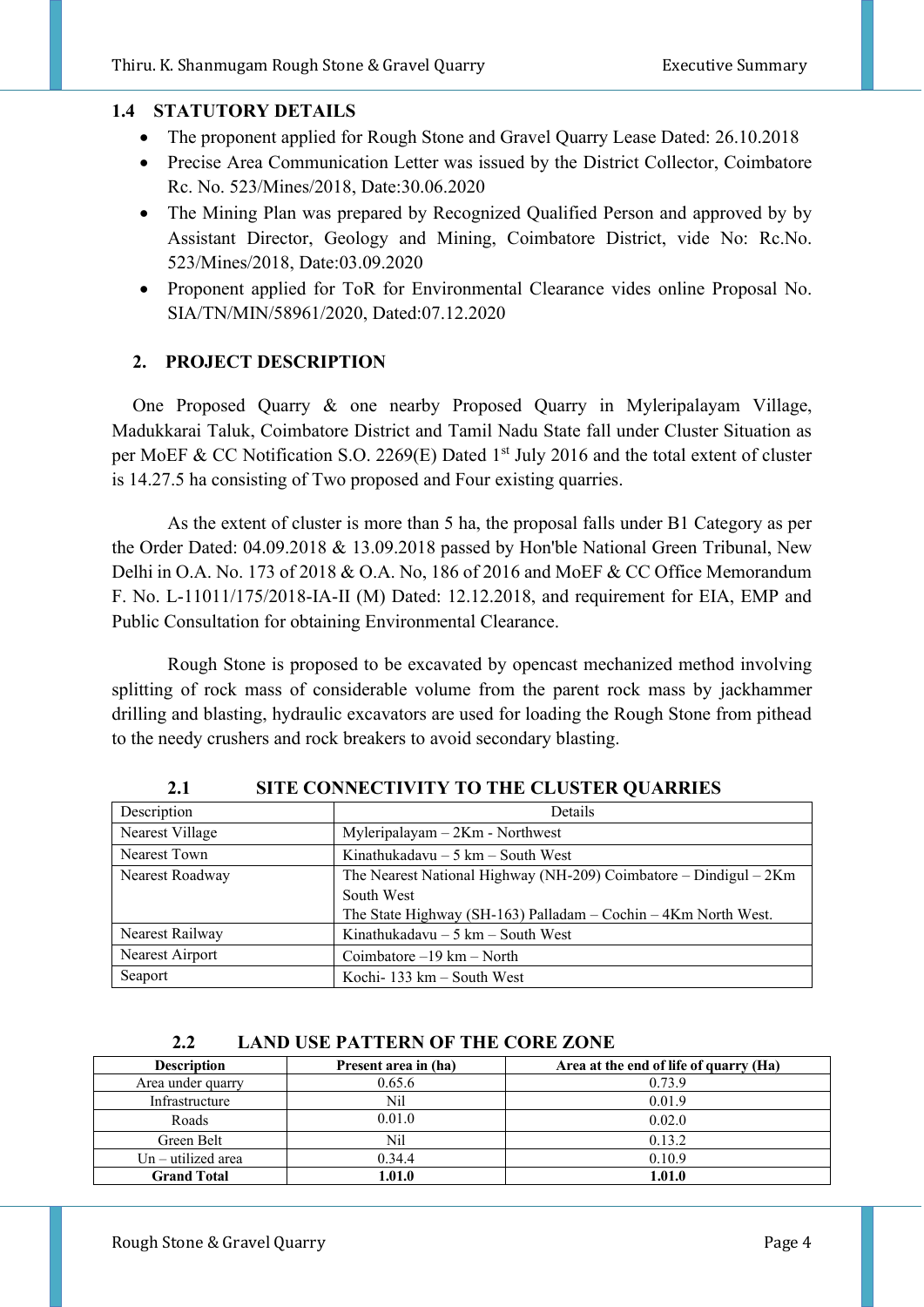## 1.4 STATUTORY DETAILS

- The proponent applied for Rough Stone and Gravel Quarry Lease Dated: 26.10.2018
- Precise Area Communication Letter was issued by the District Collector, Coimbatore Rc. No. 523/Mines/2018, Date:30.06.2020
- The Mining Plan was prepared by Recognized Qualified Person and approved by by Assistant Director, Geology and Mining, Coimbatore District, vide No: Rc.No. 523/Mines/2018, Date:03.09.2020
- Proponent applied for ToR for Environmental Clearance vides online Proposal No. SIA/TN/MIN/58961/2020, Dated:07.12.2020

# 2. PROJECT DESCRIPTION

One Proposed Quarry & one nearby Proposed Quarry in Myleripalayam Village, Madukkarai Taluk, Coimbatore District and Tamil Nadu State fall under Cluster Situation as per MoEF & CC Notification S.O. 2269(E) Dated 1st July 2016 and the total extent of cluster is 14.27.5 ha consisting of Two proposed and Four existing quarries.

As the extent of cluster is more than 5 ha, the proposal falls under B1 Category as per the Order Dated: 04.09.2018 & 13.09.2018 passed by Hon'ble National Green Tribunal, New Delhi in O.A. No. 173 of 2018 & O.A. No, 186 of 2016 and MoEF & CC Office Memorandum F. No. L-11011/175/2018-IA-II (M) Dated: 12.12.2018, and requirement for EIA, EMP and Public Consultation for obtaining Environmental Clearance.

Rough Stone is proposed to be excavated by opencast mechanized method involving splitting of rock mass of considerable volume from the parent rock mass by jackhammer drilling and blasting, hydraulic excavators are used for loading the Rough Stone from pithead to the needy crushers and rock breakers to avoid secondary blasting.

## 2.1 SITE CONNECTIVITY TO THE CLUSTER QUARRIES

| Description | Details |
|---|---|
| Nearest Village | Myleripalayam – 2Km - Northwest |
| Nearest Town | Kinathukadavu – 5 km – South West |
| Nearest Roadway | The Nearest National Highway (NH-209) Coimbatore – Dindigul – 2Km South West<br>The State Highway (SH-163) Palladam – Cochin – 4Km North West. |
| Nearest Railway | Kinathukadavu – 5 km – South West |
| Nearest Airport | Coimbatore –19 km – North |
| Seaport | Kochi- 133 km – South West |

## 2.2 LAND USE PATTERN OF THE CORE ZONE

| Description | Present area in (ha) | Area at the end of life of quarry (Ha) |
|---|---|---|
| Area under quarry | 0.65.6 | 0.73.9 |
| Infrastructure | Nil | 0.01.9 |
| Roads | 0.01.0 | 0.02.0 |
| Green Belt | Nil | 0.13.2 |
| Un – utilized area | 0.34.4 | 0.10.9 |
| **Grand Total** | **1.01.0** | **1.01.0** |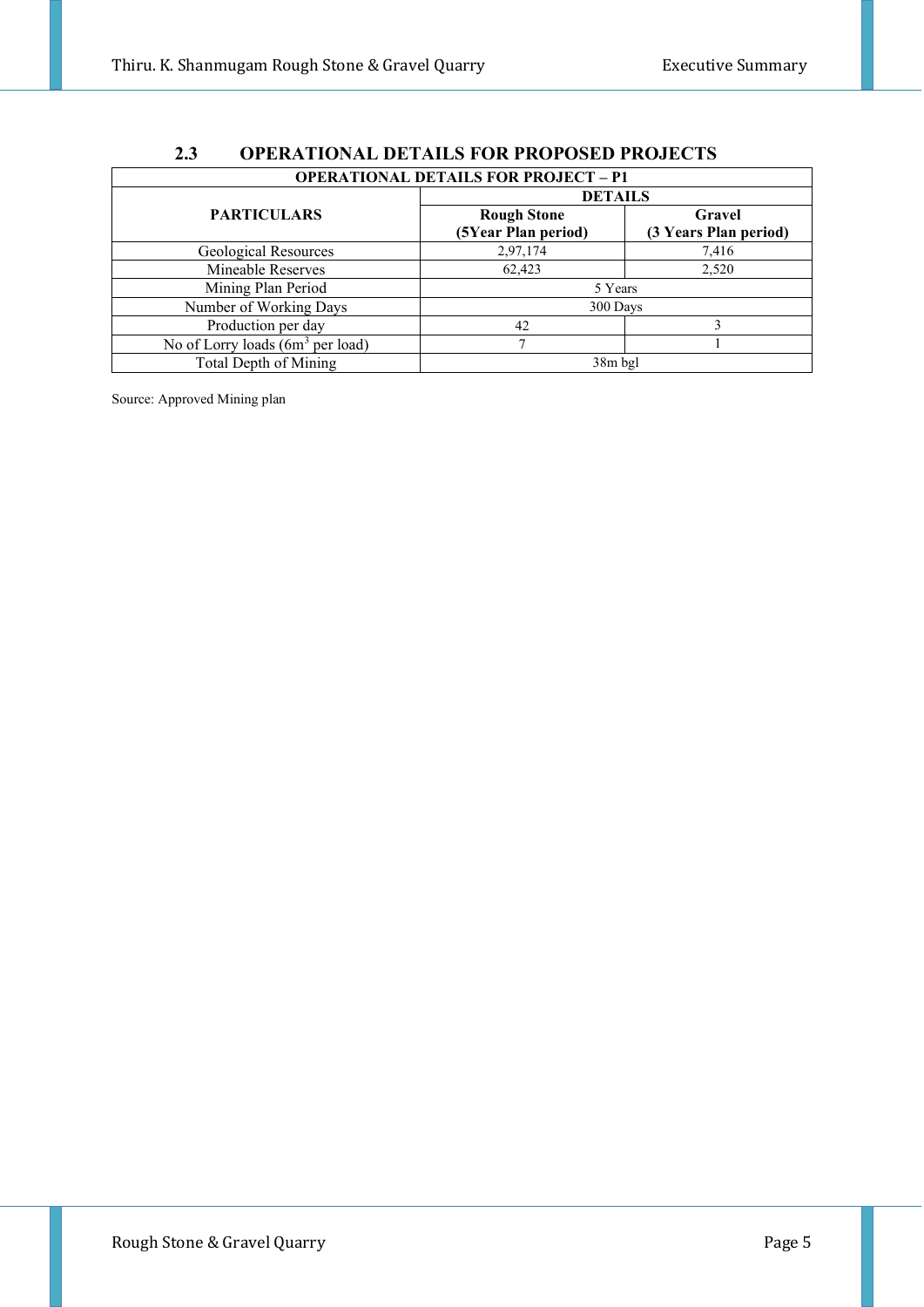## 2.3 OPERATIONAL DETAILS FOR PROPOSED PROJECTS

| OPERATIONAL DETAILS FOR PROJECT – P1 | | |
|---|---|---|
| **PARTICULARS** | **DETAILS** | |
| | **Rough Stone (5Year Plan period)** | **Gravel (3 Years Plan period)** |
| Geological Resources | 2,97,174 | 7,416 |
| Mineable Reserves | 62,423 | 2,520 |
| Mining Plan Period | 5 Years | |
| Number of Working Days | 300 Days | |
| Production per day | 42 | 3 |
| No of Lorry loads ($6m^3$ per load) | 7 | 1 |
| Total Depth of Mining | 38m bgl | |

Source: Approved Mining plan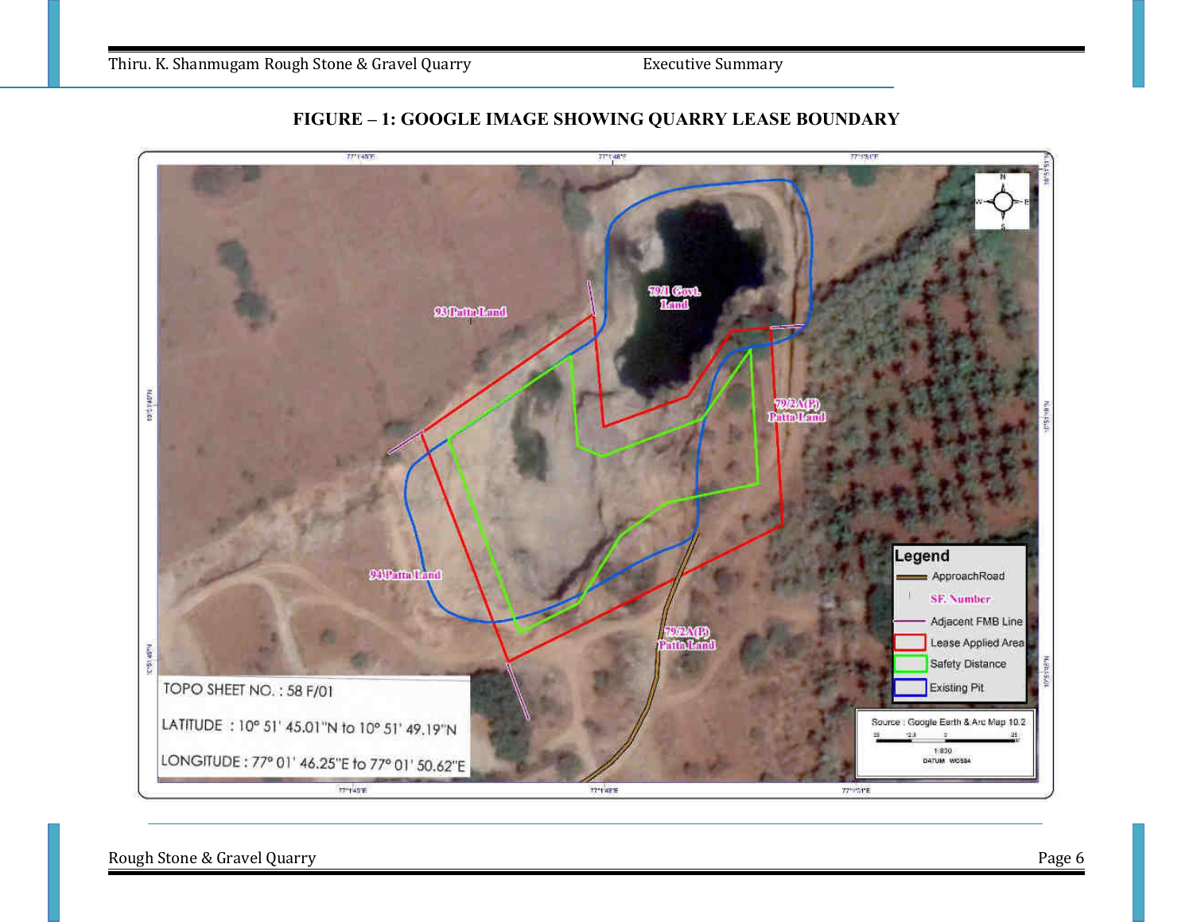**FIGURE – 1: GOOGLE IMAGE SHOWING QUARRY LEASE BOUNDARY**

TOPO SHEET NO. : 58 F/01

LATITUDE : 10° 51' 45.01"N to 10° 51' 49.19"N

LONGITUDE : 77° 01' 46.25"E to 77° 01' 50.62"E

Legend

- ApproachRoad
- SF. Number
- Adjacent FMB Line
- Lease Applied Area
- Safety Distance
- Existing Pit

Source : Google Earth & Arc Map 10.2

1:830

DATUM WGS84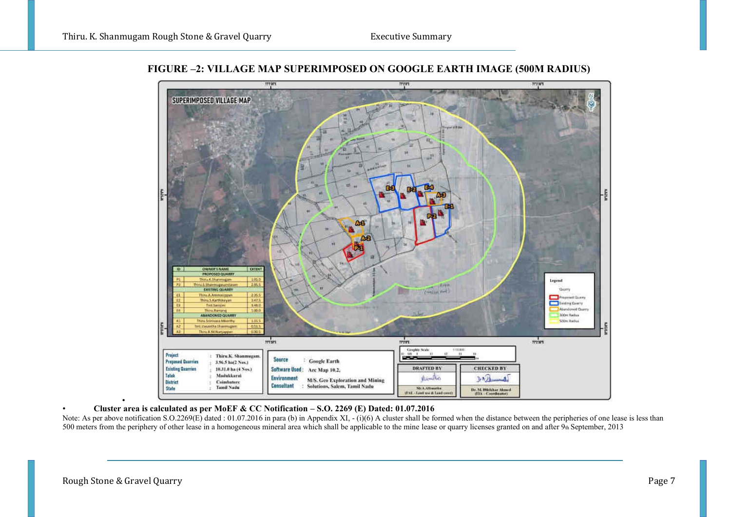**FIGURE –2: VILLAGE MAP SUPERIMPOSED ON GOOGLE EARTH IMAGE (500M RADIUS)**

| ID | OWNER'S NAME | EXTENT |
|---|---|---|
| PROPOSED QUARRY | | |
| P1 | Thiru.K.Shanmugam | 1.01.0 |
| P2 | Thiru.S.Shanmugasundaram | 2.95.5 |
| EXISTING QUARRY | | |
| E1 | Thiru.A.Ammasaiyappan | 2.35.5 |
| E2 | Thiru.S.Karthikeyan | 3.47.5 |
| E3 | Smt.Saroja | 3.48.0 |
| E4 | Thiru.Ramaraj | 1.00.0 |
| ABANDONED QUARRY | | |
| A1 | Thiru.Srinivasa Moorthy | 1.11.5 |
| A2 | Smt.Vasantha Shanmugam | 0.53.5 |
| A3 | Thiru.E.M.Nanjappan | 0.90.5 |

| | | |
|---|---|---|
| Project | : | Thiru.K. Shanmugam |
| Proposed Quarries | : | 3.96.5 ha(2 Nos.) |
| Existing Quarries | : | 10.31.0 ha (4 Nos.) |
| Taluk | : | Madukkarai |
| District | : | Coimbatore |
| State | : | Tamil Nadu |

Source : Google Earth
Software Used : Arc Map 10.2.
Environment Consultant : M/S. Geo Exploration and Mining Solutions, Salem, Tamil Nadu

DRAFTED BY: Mr.A.Allimuthu (FAE - Land use & Land cover)
CHECKED BY: Dr. M. Ifthikhar Ahmed (EIA - Coordinator)

- **Cluster area is calculated as per MoEF & CC Notification – S.O. 2269 (E) Dated: 01.07.2016**

Note: As per above notification S.O.2269(E) dated : 01.07.2016 in para (b) in Appendix XI, - (i)(6) A cluster shall be formed when the distance between the peripheries of one lease is less than 500 meters from the periphery of other lease in a homogeneous mineral area which shall be applicable to the mine lease or quarry licenses granted on and after 9th September, 2013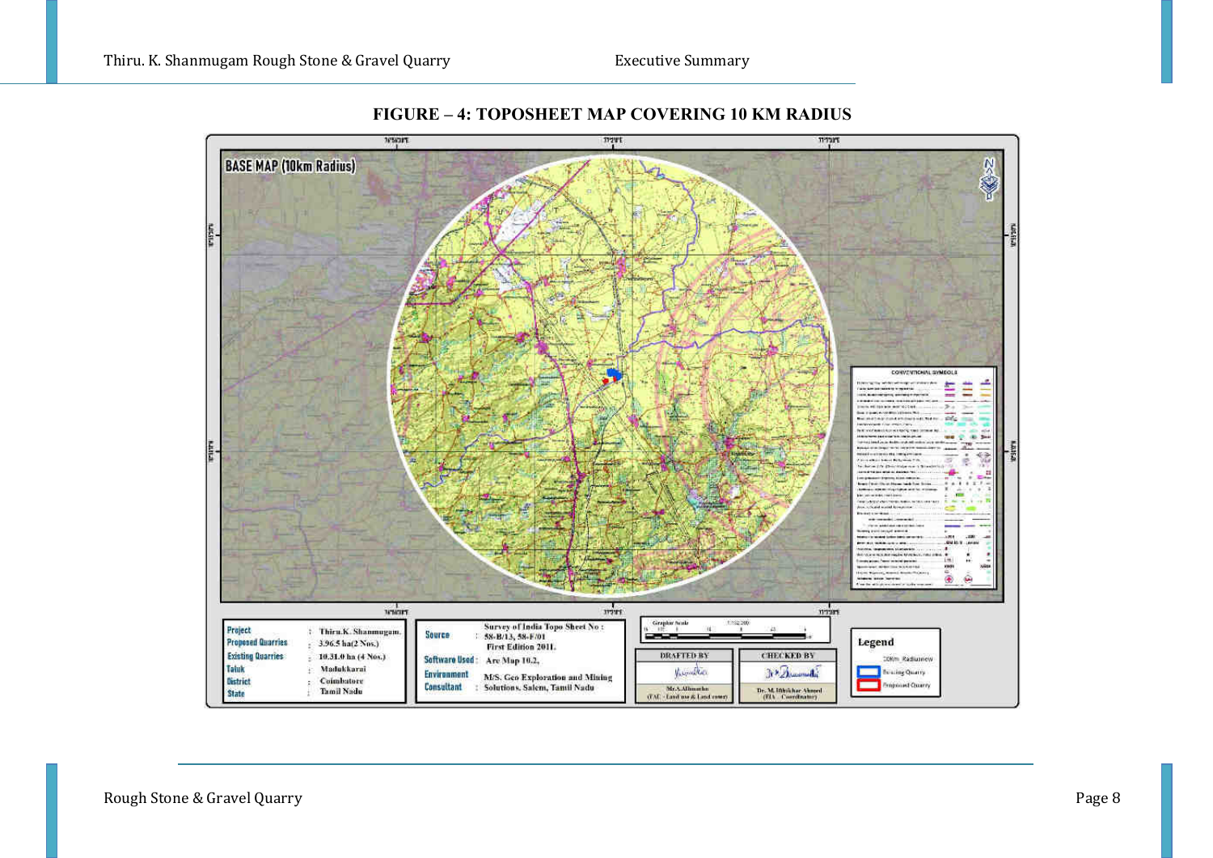**FIGURE – 4: TOPOSHEET MAP COVERING 10 KM RADIUS**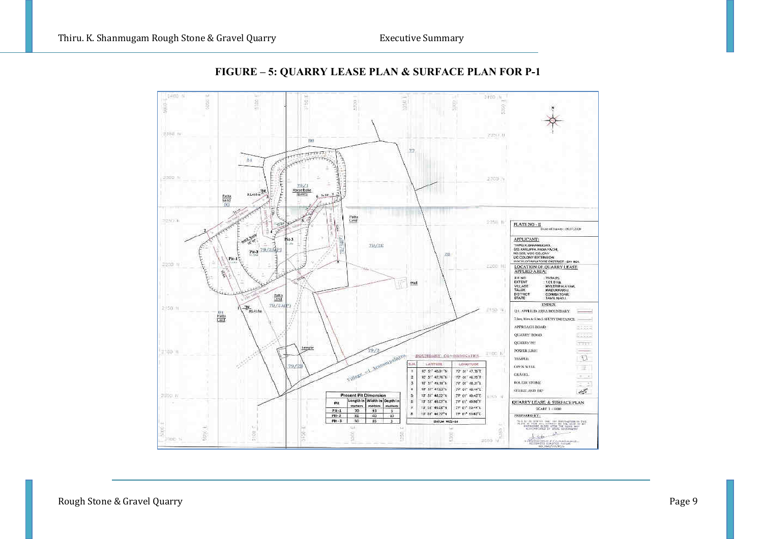# FIGURE – 5: QUARRY LEASE PLAN & SURFACE PLAN FOR P-1

PLATE NO – II

APPLICANT:
THIRU K.SHANMUGAM, S/O. KARUPPA PADAYACHI, NO.329, VOC COLONY, LIC COLONY EXTENSION, COIMBATORE DISTRICT - 641 021

LOCATION OF QUARRY LEASE APPLIED AREA:

| | |
|---|---|
| S.F.NO | 79/2A(P) |
| EXTENT | 1.01.0 Ha |
| VILLAGE | MYLERIPALAYAM |
| TALUK | MADUKKARAI |
| DISTRICT | COIMBATORE |
| STATE | TAMIL NADU |

INDEX

- Q.L APPLIED AREA BOUNDARY
- 7.5m, 10m & 50m SAFETY DISTANCE
- APPROACH ROAD
- QUARRY ROAD
- QUARRY PIT
- POWER LINE
- TEMPLE
- OPEN WELL
- GRAVEL
- ROUGH STONE
- STRIKE AND DIP

QUARRY LEASE & SURFACE PLAN

SCALE 1:1000

BOUNDARY CO-ORDINATES

| S.N. | LATITUDE | LONGITUDE |
|---|---|---|
| 1 | 10° 51' 45.01"N | 77° 01' 47.36"E |
| 2 | 10° 51' 47.76"N | 77° 01' 46.25"E |
| 3 | 10° 51' 49.19"N | 77° 01' 48.31"E |
| 4 | 10° 51' 47.63"N | 77° 01' 48.44"E |
| 5 | 10° 51' 48.22"N | 77° 01' 49.43"E |
| 6 | 10° 51' 48.02"N | 77° 01' 49.96"E |
| 7 | 10° 51' 49.08"N | 77° 01' 50.44"E |
| 8 | 10° 51' 46.75"N | 77° 01' 50.62"E |

DATUM WGS-84

Present Pit Dimension

| Pit | Length in meters | Width in meters | Depth in meters |
|---|---|---|---|
| Pit-1 | 70 | 33 | 5 |
| Pit-2 | 82 | 40 | 10 |
| Pit-3 | 50 | 85 | 3 |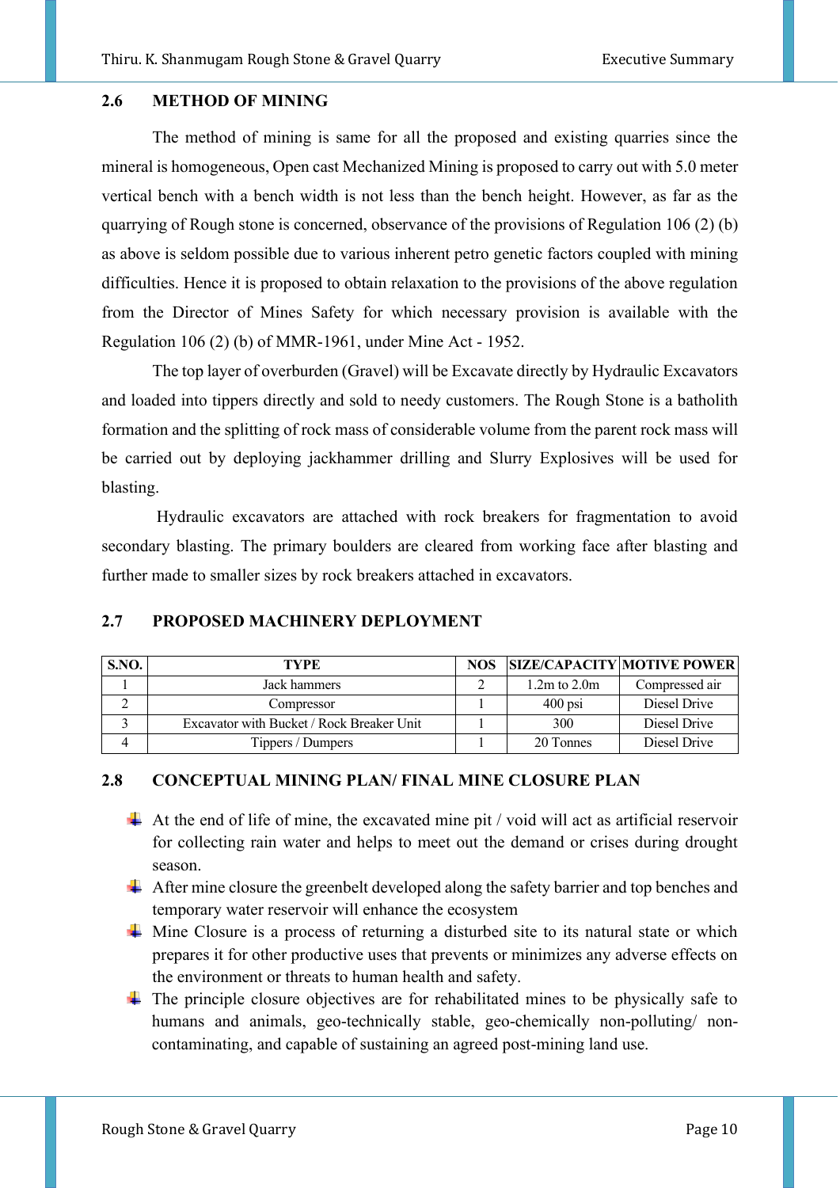## 2.6 METHOD OF MINING

The method of mining is same for all the proposed and existing quarries since the mineral is homogeneous, Open cast Mechanized Mining is proposed to carry out with 5.0 meter vertical bench with a bench width is not less than the bench height. However, as far as the quarrying of Rough stone is concerned, observance of the provisions of Regulation 106 (2) (b) as above is seldom possible due to various inherent petro genetic factors coupled with mining difficulties. Hence it is proposed to obtain relaxation to the provisions of the above regulation from the Director of Mines Safety for which necessary provision is available with the Regulation 106 (2) (b) of MMR-1961, under Mine Act - 1952.

The top layer of overburden (Gravel) will be Excavate directly by Hydraulic Excavators and loaded into tippers directly and sold to needy customers. The Rough Stone is a batholith formation and the splitting of rock mass of considerable volume from the parent rock mass will be carried out by deploying jackhammer drilling and Slurry Explosives will be used for blasting.

Hydraulic excavators are attached with rock breakers for fragmentation to avoid secondary blasting. The primary boulders are cleared from working face after blasting and further made to smaller sizes by rock breakers attached in excavators.

## 2.7 PROPOSED MACHINERY DEPLOYMENT

| S.NO. | TYPE | NOS | SIZE/CAPACITY | MOTIVE POWER |
|---|---|---|---|---|
| 1 | Jack hammers | 2 | 1.2m to 2.0m | Compressed air |
| 2 | Compressor | 1 | 400 psi | Diesel Drive |
| 3 | Excavator with Bucket / Rock Breaker Unit | 1 | 300 | Diesel Drive |
| 4 | Tippers / Dumpers | 1 | 20 Tonnes | Diesel Drive |

## 2.8 CONCEPTUAL MINING PLAN/ FINAL MINE CLOSURE PLAN

- At the end of life of mine, the excavated mine pit / void will act as artificial reservoir for collecting rain water and helps to meet out the demand or crises during drought season.
- After mine closure the greenbelt developed along the safety barrier and top benches and temporary water reservoir will enhance the ecosystem
- Mine Closure is a process of returning a disturbed site to its natural state or which prepares it for other productive uses that prevents or minimizes any adverse effects on the environment or threats to human health and safety.
- The principle closure objectives are for rehabilitated mines to be physically safe to humans and animals, geo-technically stable, geo-chemically non-polluting/ non-contaminating, and capable of sustaining an agreed post-mining land use.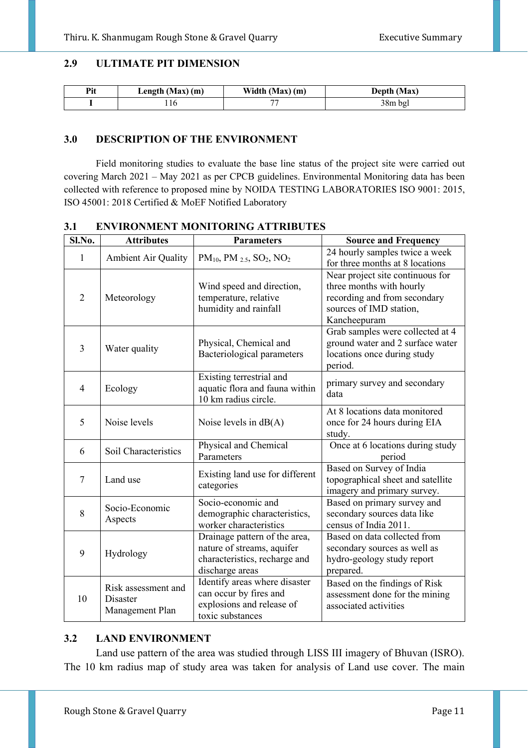## 2.9 ULTIMATE PIT DIMENSION

| Pit | Length (Max) (m) | Width (Max) (m) | Depth (Max) |
|---|---|---|---|
| I | 116 | 77 | 38m bgl |

## 3.0 DESCRIPTION OF THE ENVIRONMENT

Field monitoring studies to evaluate the base line status of the project site were carried out covering March 2021 – May 2021 as per CPCB guidelines. Environmental Monitoring data has been collected with reference to proposed mine by NOIDA TESTING LABORATORIES ISO 9001: 2015, ISO 45001: 2018 Certified & MoEF Notified Laboratory

## 3.1 ENVIRONMENT MONITORING ATTRIBUTES

| Sl.No. | Attributes | Parameters | Source and Frequency |
|---|---|---|---|
| 1 | Ambient Air Quality | $PM_{10}$, $PM_{2.5}$, $SO_2$, $NO_2$ | 24 hourly samples twice a week for three months at 8 locations |
| 2 | Meteorology | Wind speed and direction, temperature, relative humidity and rainfall | Near project site continuous for three months with hourly recording and from secondary sources of IMD station, Kancheepuram |
| 3 | Water quality | Physical, Chemical and Bacteriological parameters | Grab samples were collected at 4 ground water and 2 surface water locations once during study period. |
| 4 | Ecology | Existing terrestrial and aquatic flora and fauna within 10 km radius circle. | primary survey and secondary data |
| 5 | Noise levels | Noise levels in dB(A) | At 8 locations data monitored once for 24 hours during EIA study. |
| 6 | Soil Characteristics | Physical and Chemical Parameters | Once at 6 locations during study period |
| 7 | Land use | Existing land use for different categories | Based on Survey of India topographical sheet and satellite imagery and primary survey. |
| 8 | Socio-Economic Aspects | Socio-economic and demographic characteristics, worker characteristics | Based on primary survey and secondary sources data like census of India 2011. |
| 9 | Hydrology | Drainage pattern of the area, nature of streams, aquifer characteristics, recharge and discharge areas | Based on data collected from secondary sources as well as hydro-geology study report prepared. |
| 10 | Risk assessment and Disaster Management Plan | Identify areas where disaster can occur by fires and explosions and release of toxic substances | Based on the findings of Risk assessment done for the mining associated activities |

## 3.2 LAND ENVIRONMENT

Land use pattern of the area was studied through LISS III imagery of Bhuvan (ISRO). The 10 km radius map of study area was taken for analysis of Land use cover. The main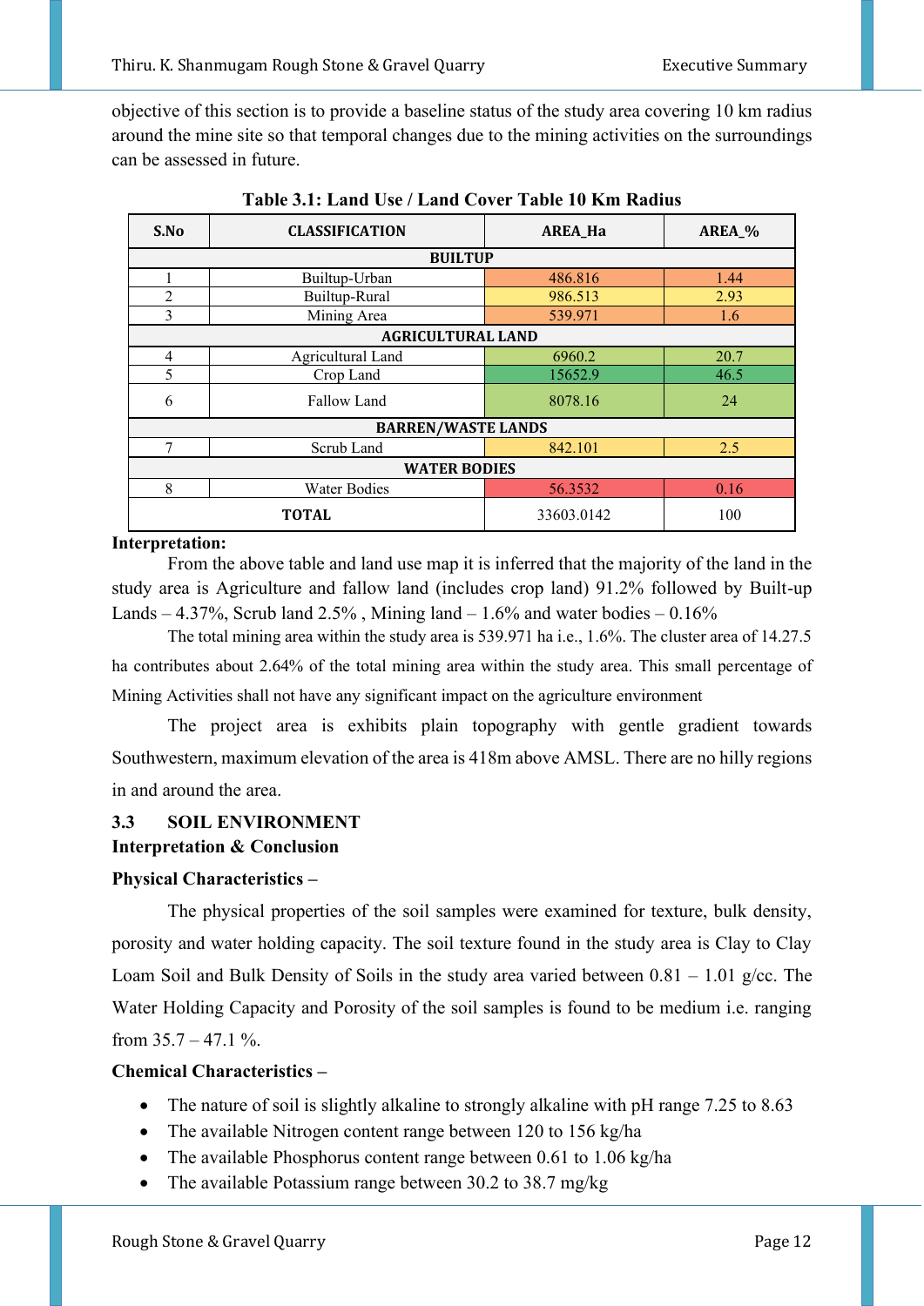objective of this section is to provide a baseline status of the study area covering 10 km radius around the mine site so that temporal changes due to the mining activities on the surroundings can be assessed in future.

**Table 3.1: Land Use / Land Cover Table 10 Km Radius**

| S.No | CLASSIFICATION | AREA_Ha | AREA_% |
|---|---|---|---|
| **BUILTUP** | | | |
| 1 | Builtup-Urban | 486.816 | 1.44 |
| 2 | Builtup-Rural | 986.513 | 2.93 |
| 3 | Mining Area | 539.971 | 1.6 |
| **AGRICULTURAL LAND** | | | |
| 4 | Agricultural Land | 6960.2 | 20.7 |
| 5 | Crop Land | 15652.9 | 46.5 |
| 6 | Fallow Land | 8078.16 | 24 |
| **BARREN/WASTE LANDS** | | | |
| 7 | Scrub Land | 842.101 | 2.5 |
| **WATER BODIES** | | | |
| 8 | Water Bodies | 56.3532 | 0.16 |
| **TOTAL** | | 33603.0142 | 100 |

**Interpretation:**

From the above table and land use map it is inferred that the majority of the land in the study area is Agriculture and fallow land (includes crop land) 91.2% followed by Built-up Lands – 4.37%, Scrub land 2.5% , Mining land – 1.6% and water bodies – 0.16%

The total mining area within the study area is 539.971 ha i.e., 1.6%. The cluster area of 14.27.5 ha contributes about 2.64% of the total mining area within the study area. This small percentage of Mining Activities shall not have any significant impact on the agriculture environment

The project area is exhibits plain topography with gentle gradient towards Southwestern, maximum elevation of the area is 418m above AMSL. There are no hilly regions in and around the area.

## 3.3 SOIL ENVIRONMENT

**Interpretation & Conclusion**

**Physical Characteristics –**

The physical properties of the soil samples were examined for texture, bulk density, porosity and water holding capacity. The soil texture found in the study area is Clay to Clay Loam Soil and Bulk Density of Soils in the study area varied between 0.81 – 1.01 g/cc. The Water Holding Capacity and Porosity of the soil samples is found to be medium i.e. ranging from 35.7 – 47.1 %.

**Chemical Characteristics –**

- The nature of soil is slightly alkaline to strongly alkaline with pH range 7.25 to 8.63
- The available Nitrogen content range between 120 to 156 kg/ha
- The available Phosphorus content range between 0.61 to 1.06 kg/ha
- The available Potassium range between 30.2 to 38.7 mg/kg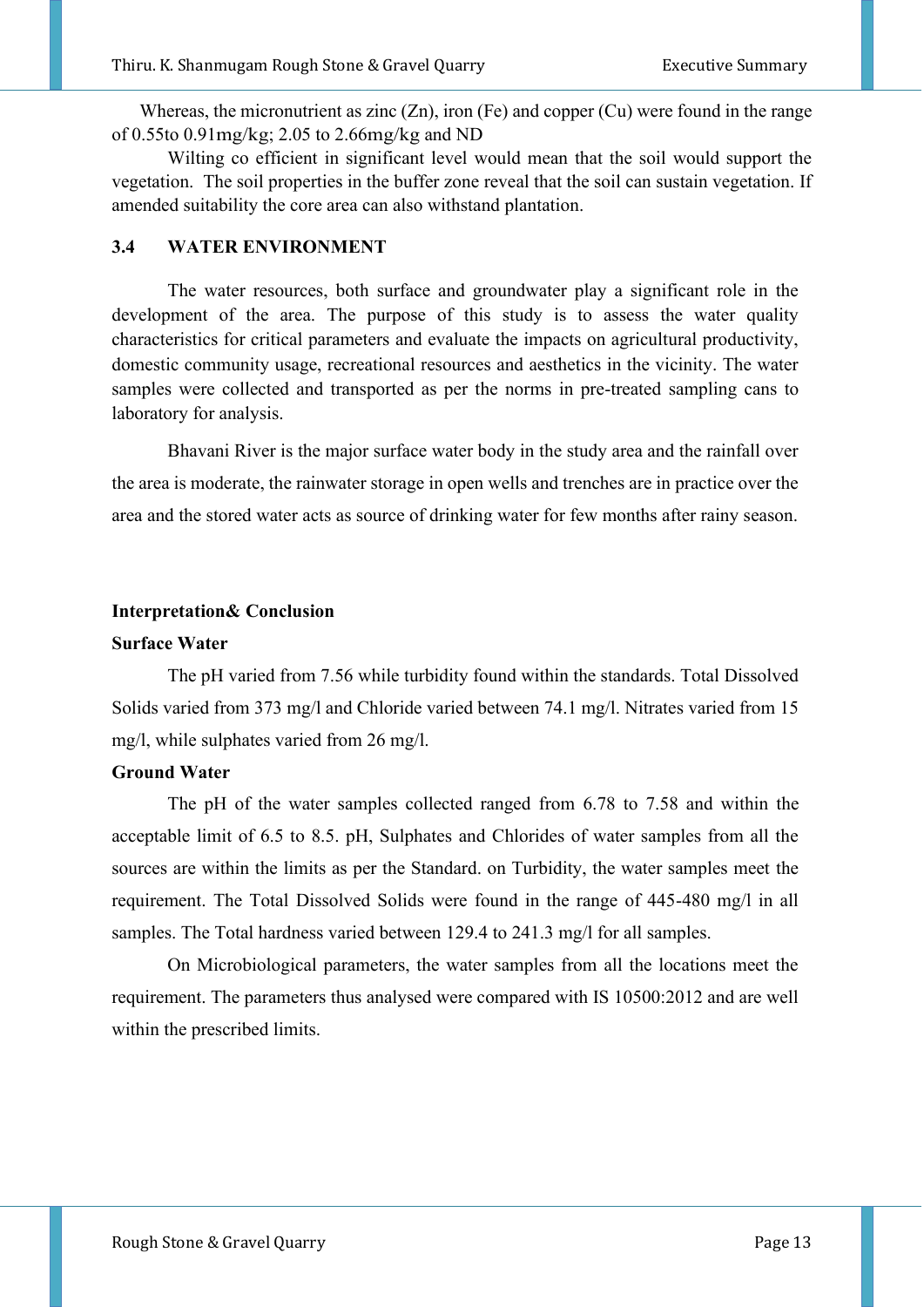Whereas, the micronutrient as zinc (Zn), iron (Fe) and copper (Cu) were found in the range of 0.55to 0.91mg/kg; 2.05 to 2.66mg/kg and ND

Wilting co efficient in significant level would mean that the soil would support the vegetation. The soil properties in the buffer zone reveal that the soil can sustain vegetation. If amended suitability the core area can also withstand plantation.

## 3.4 WATER ENVIRONMENT

The water resources, both surface and groundwater play a significant role in the development of the area. The purpose of this study is to assess the water quality characteristics for critical parameters and evaluate the impacts on agricultural productivity, domestic community usage, recreational resources and aesthetics in the vicinity. The water samples were collected and transported as per the norms in pre-treated sampling cans to laboratory for analysis.

Bhavani River is the major surface water body in the study area and the rainfall over the area is moderate, the rainwater storage in open wells and trenches are in practice over the area and the stored water acts as source of drinking water for few months after rainy season.

**Interpretation& Conclusion**

**Surface Water**

The pH varied from 7.56 while turbidity found within the standards. Total Dissolved Solids varied from 373 mg/l and Chloride varied between 74.1 mg/l. Nitrates varied from 15 mg/l, while sulphates varied from 26 mg/l.

**Ground Water**

The pH of the water samples collected ranged from 6.78 to 7.58 and within the acceptable limit of 6.5 to 8.5. pH, Sulphates and Chlorides of water samples from all the sources are within the limits as per the Standard. on Turbidity, the water samples meet the requirement. The Total Dissolved Solids were found in the range of 445-480 mg/l in all samples. The Total hardness varied between 129.4 to 241.3 mg/l for all samples.

On Microbiological parameters, the water samples from all the locations meet the requirement. The parameters thus analysed were compared with IS 10500:2012 and are well within the prescribed limits.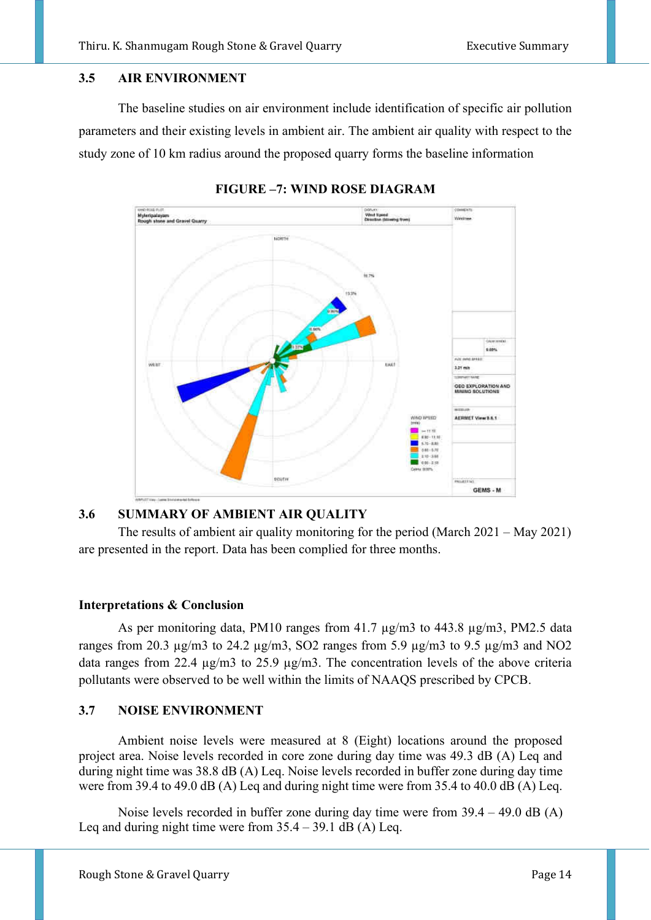### 3.5 AIR ENVIRONMENT

The baseline studies on air environment include identification of specific air pollution parameters and their existing levels in ambient air. The ambient air quality with respect to the study zone of 10 km radius around the proposed quarry forms the baseline information

**FIGURE –7: WIND ROSE DIAGRAM**

### 3.6 SUMMARY OF AMBIENT AIR QUALITY

The results of ambient air quality monitoring for the period (March 2021 – May 2021) are presented in the report. Data has been complied for three months.

**Interpretations & Conclusion**

As per monitoring data, PM10 ranges from 41.7 µg/m3 to 443.8 µg/m3, PM2.5 data ranges from 20.3 µg/m3 to 24.2 µg/m3, SO2 ranges from 5.9 µg/m3 to 9.5 µg/m3 and NO2 data ranges from 22.4 µg/m3 to 25.9 µg/m3. The concentration levels of the above criteria pollutants were observed to be well within the limits of NAAQS prescribed by CPCB.

### 3.7 NOISE ENVIRONMENT

Ambient noise levels were measured at 8 (Eight) locations around the proposed project area. Noise levels recorded in core zone during day time was 49.3 dB (A) Leq and during night time was 38.8 dB (A) Leq. Noise levels recorded in buffer zone during day time were from 39.4 to 49.0 dB (A) Leq and during night time were from 35.4 to 40.0 dB (A) Leq.

Noise levels recorded in buffer zone during day time were from 39.4 – 49.0 dB (A) Leq and during night time were from 35.4 – 39.1 dB (A) Leq.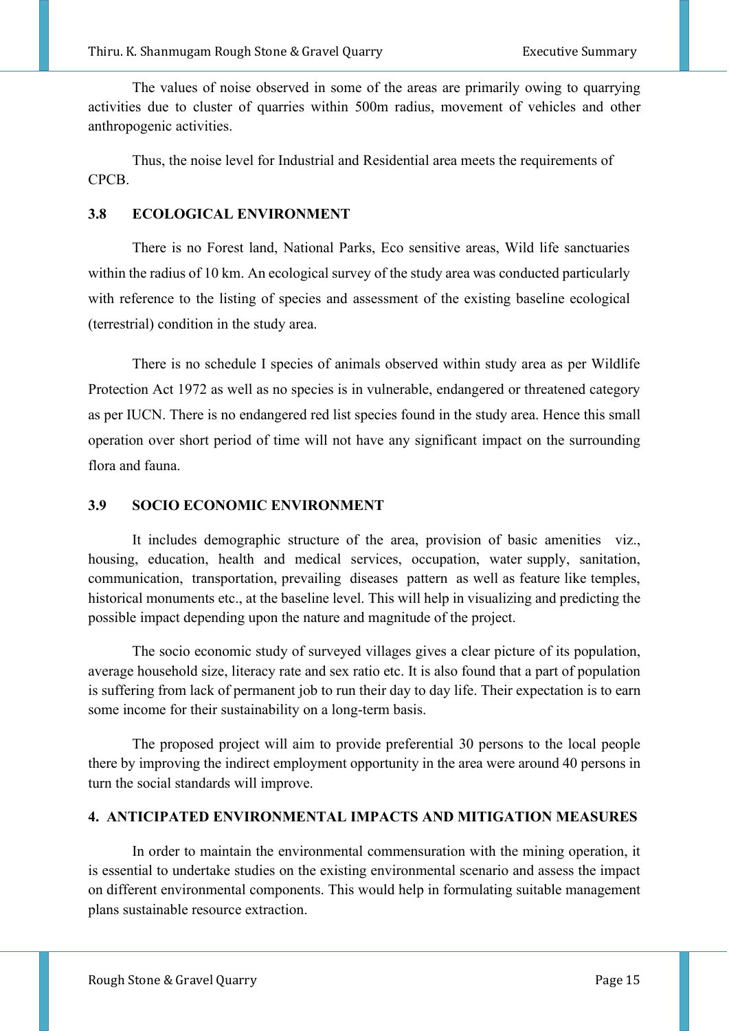The values of noise observed in some of the areas are primarily owing to quarrying activities due to cluster of quarries within 500m radius, movement of vehicles and other anthropogenic activities.

Thus, the noise level for Industrial and Residential area meets the requirements of CPCB.

## 3.8 ECOLOGICAL ENVIRONMENT

There is no Forest land, National Parks, Eco sensitive areas, Wild life sanctuaries within the radius of 10 km. An ecological survey of the study area was conducted particularly with reference to the listing of species and assessment of the existing baseline ecological (terrestrial) condition in the study area.

There is no schedule I species of animals observed within study area as per Wildlife Protection Act 1972 as well as no species is in vulnerable, endangered or threatened category as per IUCN. There is no endangered red list species found in the study area. Hence this small operation over short period of time will not have any significant impact on the surrounding flora and fauna.

## 3.9 SOCIO ECONOMIC ENVIRONMENT

It includes demographic structure of the area, provision of basic amenities viz., housing, education, health and medical services, occupation, water supply, sanitation, communication, transportation, prevailing diseases pattern as well as feature like temples, historical monuments etc., at the baseline level. This will help in visualizing and predicting the possible impact depending upon the nature and magnitude of the project.

The socio economic study of surveyed villages gives a clear picture of its population, average household size, literacy rate and sex ratio etc. It is also found that a part of population is suffering from lack of permanent job to run their day to day life. Their expectation is to earn some income for their sustainability on a long-term basis.

The proposed project will aim to provide preferential 30 persons to the local people there by improving the indirect employment opportunity in the area were around 40 persons in turn the social standards will improve.

# 4. ANTICIPATED ENVIRONMENTAL IMPACTS AND MITIGATION MEASURES

In order to maintain the environmental commensuration with the mining operation, it is essential to undertake studies on the existing environmental scenario and assess the impact on different environmental components. This would help in formulating suitable management plans sustainable resource extraction.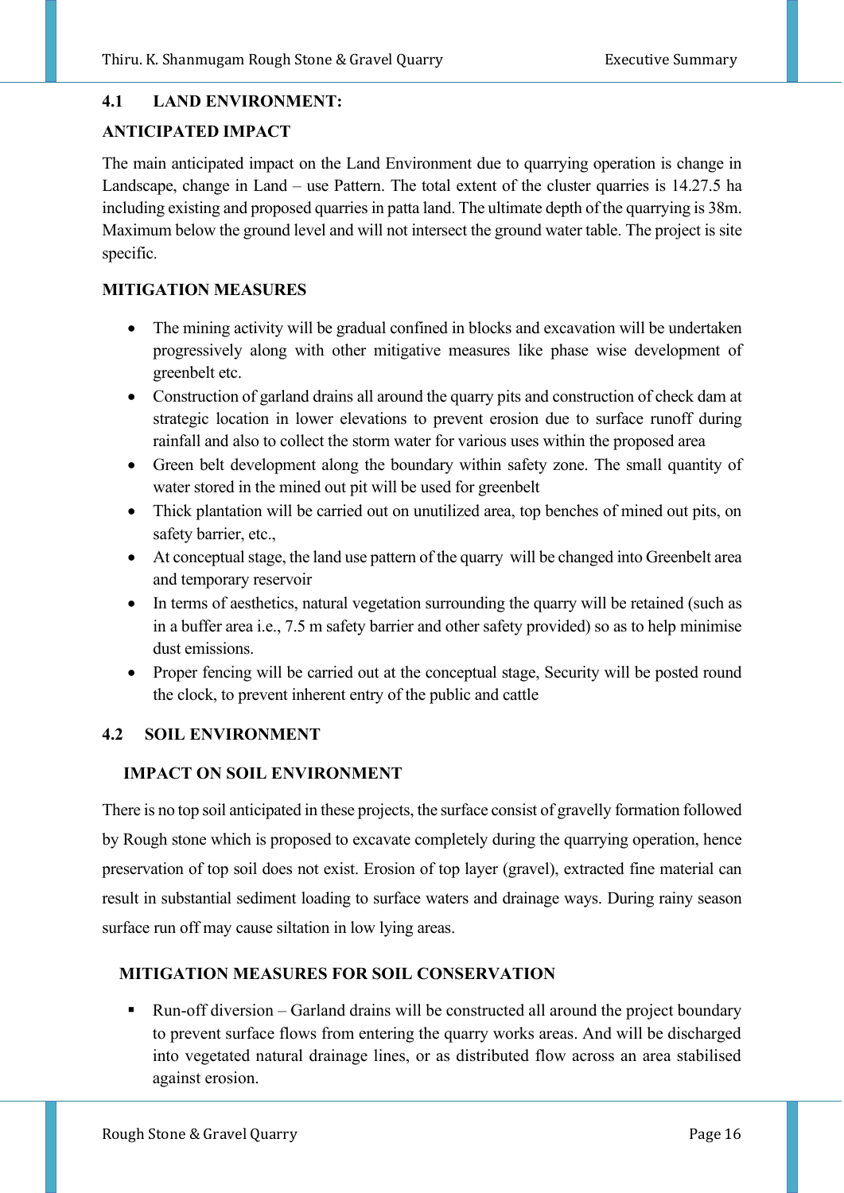## 4.1 LAND ENVIRONMENT:

### ANTICIPATED IMPACT

The main anticipated impact on the Land Environment due to quarrying operation is change in Landscape, change in Land – use Pattern. The total extent of the cluster quarries is 14.27.5 ha including existing and proposed quarries in patta land. The ultimate depth of the quarrying is 38m. Maximum below the ground level and will not intersect the ground water table. The project is site specific.

### MITIGATION MEASURES

- The mining activity will be gradual confined in blocks and excavation will be undertaken progressively along with other mitigative measures like phase wise development of greenbelt etc.
- Construction of garland drains all around the quarry pits and construction of check dam at strategic location in lower elevations to prevent erosion due to surface runoff during rainfall and also to collect the storm water for various uses within the proposed area
- Green belt development along the boundary within safety zone. The small quantity of water stored in the mined out pit will be used for greenbelt
- Thick plantation will be carried out on unutilized area, top benches of mined out pits, on safety barrier, etc.,
- At conceptual stage, the land use pattern of the quarry will be changed into Greenbelt area and temporary reservoir
- In terms of aesthetics, natural vegetation surrounding the quarry will be retained (such as in a buffer area i.e., 7.5 m safety barrier and other safety provided) so as to help minimise dust emissions.
- Proper fencing will be carried out at the conceptual stage, Security will be posted round the clock, to prevent inherent entry of the public and cattle

## 4.2 SOIL ENVIRONMENT

### IMPACT ON SOIL ENVIRONMENT

There is no top soil anticipated in these projects, the surface consist of gravelly formation followed by Rough stone which is proposed to excavate completely during the quarrying operation, hence preservation of top soil does not exist. Erosion of top layer (gravel), extracted fine material can result in substantial sediment loading to surface waters and drainage ways. During rainy season surface run off may cause siltation in low lying areas.

### MITIGATION MEASURES FOR SOIL CONSERVATION

- Run-off diversion – Garland drains will be constructed all around the project boundary to prevent surface flows from entering the quarry works areas. And will be discharged into vegetated natural drainage lines, or as distributed flow across an area stabilised against erosion.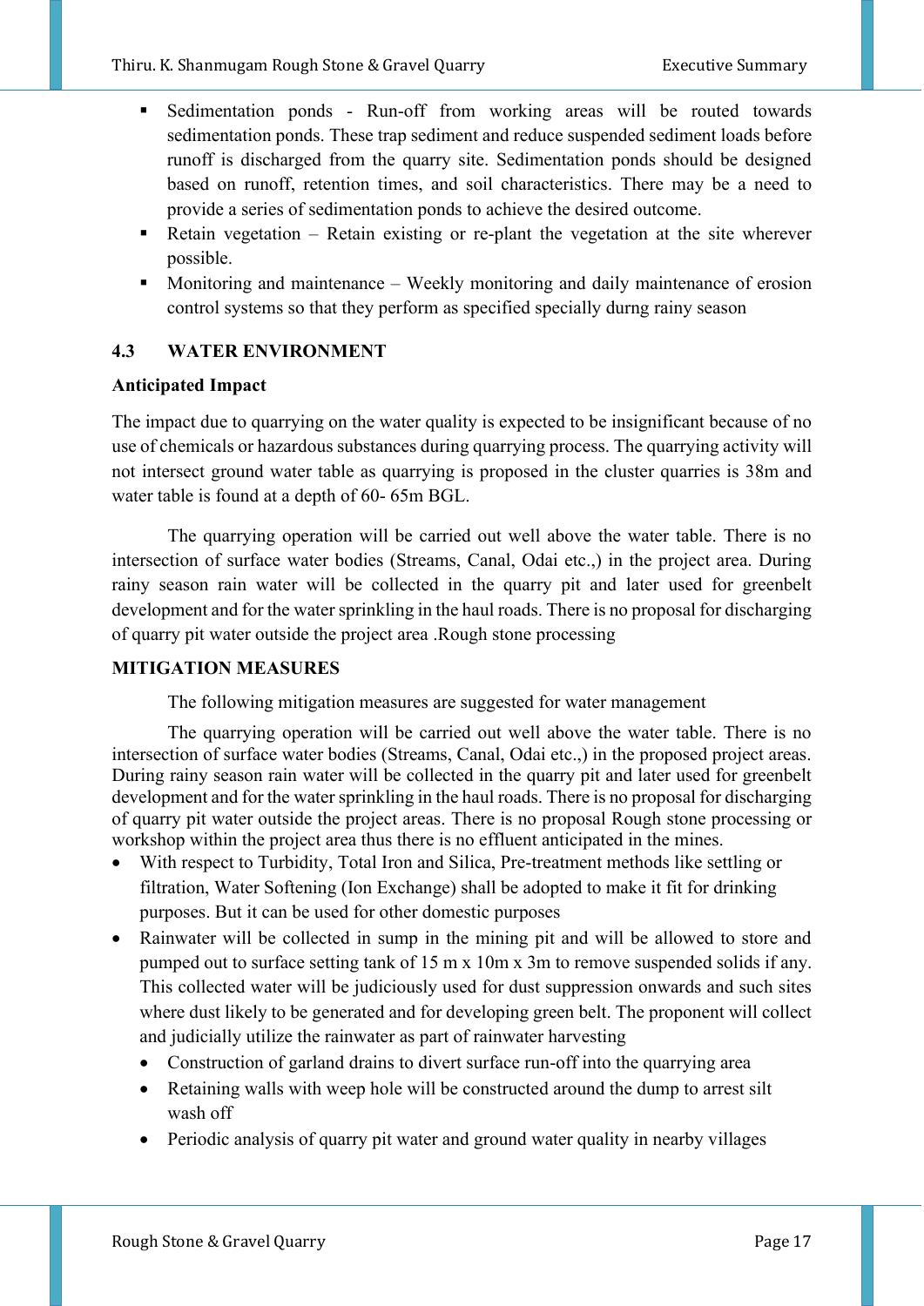- Sedimentation ponds - Run-off from working areas will be routed towards sedimentation ponds. These trap sediment and reduce suspended sediment loads before runoff is discharged from the quarry site. Sedimentation ponds should be designed based on runoff, retention times, and soil characteristics. There may be a need to provide a series of sedimentation ponds to achieve the desired outcome.
- Retain vegetation – Retain existing or re-plant the vegetation at the site wherever possible.
- Monitoring and maintenance – Weekly monitoring and daily maintenance of erosion control systems so that they perform as specified specially durng rainy season

## 4.3 WATER ENVIRONMENT

**Anticipated Impact**

The impact due to quarrying on the water quality is expected to be insignificant because of no use of chemicals or hazardous substances during quarrying process. The quarrying activity will not intersect ground water table as quarrying is proposed in the cluster quarries is 38m and water table is found at a depth of 60- 65m BGL.

The quarrying operation will be carried out well above the water table. There is no intersection of surface water bodies (Streams, Canal, Odai etc.,) in the project area. During rainy season rain water will be collected in the quarry pit and later used for greenbelt development and for the water sprinkling in the haul roads. There is no proposal for discharging of quarry pit water outside the project area .Rough stone processing

**MITIGATION MEASURES**

The following mitigation measures are suggested for water management

The quarrying operation will be carried out well above the water table. There is no intersection of surface water bodies (Streams, Canal, Odai etc.,) in the proposed project areas. During rainy season rain water will be collected in the quarry pit and later used for greenbelt development and for the water sprinkling in the haul roads. There is no proposal for discharging of quarry pit water outside the project areas. There is no proposal Rough stone processing or workshop within the project area thus there is no effluent anticipated in the mines.

- With respect to Turbidity, Total Iron and Silica, Pre-treatment methods like settling or filtration, Water Softening (Ion Exchange) shall be adopted to make it fit for drinking purposes. But it can be used for other domestic purposes
- Rainwater will be collected in sump in the mining pit and will be allowed to store and pumped out to surface setting tank of 15 m x 10m x 3m to remove suspended solids if any. This collected water will be judiciously used for dust suppression onwards and such sites where dust likely to be generated and for developing green belt. The proponent will collect and judicially utilize the rainwater as part of rainwater harvesting
  - Construction of garland drains to divert surface run-off into the quarrying area
  - Retaining walls with weep hole will be constructed around the dump to arrest silt wash off
  - Periodic analysis of quarry pit water and ground water quality in nearby villages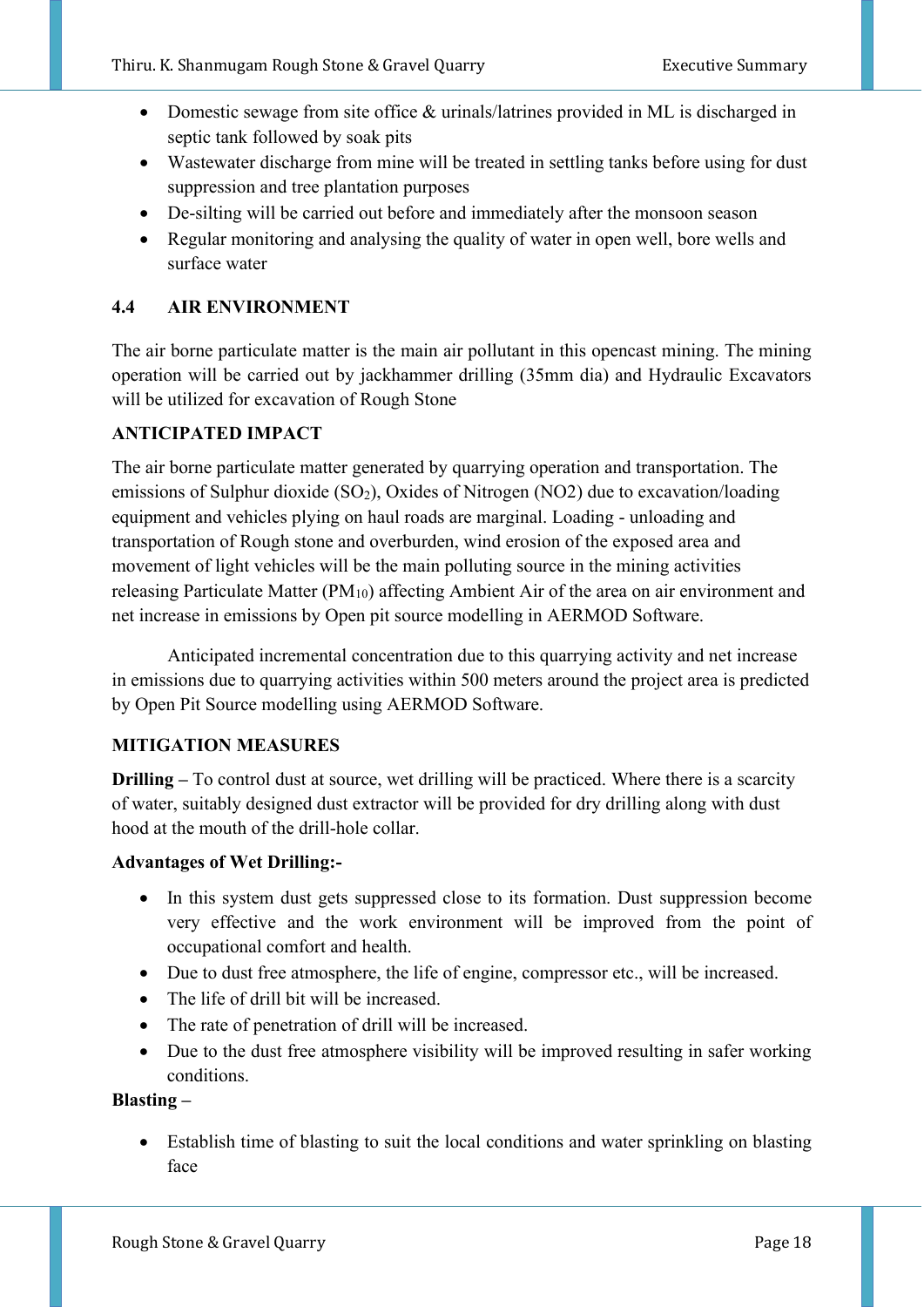- Domestic sewage from site office & urinals/latrines provided in ML is discharged in septic tank followed by soak pits
- Wastewater discharge from mine will be treated in settling tanks before using for dust suppression and tree plantation purposes
- De-silting will be carried out before and immediately after the monsoon season
- Regular monitoring and analysing the quality of water in open well, bore wells and surface water

## 4.4 AIR ENVIRONMENT

The air borne particulate matter is the main air pollutant in this opencast mining. The mining operation will be carried out by jackhammer drilling (35mm dia) and Hydraulic Excavators will be utilized for excavation of Rough Stone

**ANTICIPATED IMPACT**

The air borne particulate matter generated by quarrying operation and transportation. The emissions of Sulphur dioxide ($SO_2$), Oxides of Nitrogen (NO2) due to excavation/loading equipment and vehicles plying on haul roads are marginal. Loading - unloading and transportation of Rough stone and overburden, wind erosion of the exposed area and movement of light vehicles will be the main polluting source in the mining activities releasing Particulate Matter ($PM_{10}$) affecting Ambient Air of the area on air environment and net increase in emissions by Open pit source modelling in AERMOD Software.

Anticipated incremental concentration due to this quarrying activity and net increase in emissions due to quarrying activities within 500 meters around the project area is predicted by Open Pit Source modelling using AERMOD Software.

**MITIGATION MEASURES**

**Drilling –** To control dust at source, wet drilling will be practiced. Where there is a scarcity of water, suitably designed dust extractor will be provided for dry drilling along with dust hood at the mouth of the drill-hole collar.

**Advantages of Wet Drilling:-**

- In this system dust gets suppressed close to its formation. Dust suppression become very effective and the work environment will be improved from the point of occupational comfort and health.
- Due to dust free atmosphere, the life of engine, compressor etc., will be increased.
- The life of drill bit will be increased.
- The rate of penetration of drill will be increased.
- Due to the dust free atmosphere visibility will be improved resulting in safer working conditions.

**Blasting –**

- Establish time of blasting to suit the local conditions and water sprinkling on blasting face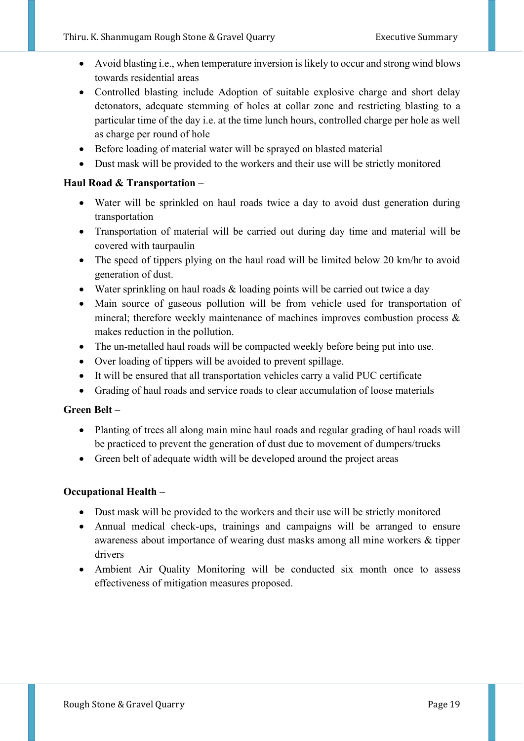- Avoid blasting i.e., when temperature inversion is likely to occur and strong wind blows towards residential areas
- Controlled blasting include Adoption of suitable explosive charge and short delay detonators, adequate stemming of holes at collar zone and restricting blasting to a particular time of the day i.e. at the time lunch hours, controlled charge per hole as well as charge per round of hole
- Before loading of material water will be sprayed on blasted material
- Dust mask will be provided to the workers and their use will be strictly monitored

**Haul Road & Transportation –**

- Water will be sprinkled on haul roads twice a day to avoid dust generation during transportation
- Transportation of material will be carried out during day time and material will be covered with taurpaulin
- The speed of tippers plying on the haul road will be limited below 20 km/hr to avoid generation of dust.
- Water sprinkling on haul roads & loading points will be carried out twice a day
- Main source of gaseous pollution will be from vehicle used for transportation of mineral; therefore weekly maintenance of machines improves combustion process & makes reduction in the pollution.
- The un-metalled haul roads will be compacted weekly before being put into use.
- Over loading of tippers will be avoided to prevent spillage.
- It will be ensured that all transportation vehicles carry a valid PUC certificate
- Grading of haul roads and service roads to clear accumulation of loose materials

**Green Belt –**

- Planting of trees all along main mine haul roads and regular grading of haul roads will be practiced to prevent the generation of dust due to movement of dumpers/trucks
- Green belt of adequate width will be developed around the project areas

**Occupational Health –**

- Dust mask will be provided to the workers and their use will be strictly monitored
- Annual medical check-ups, trainings and campaigns will be arranged to ensure awareness about importance of wearing dust masks among all mine workers & tipper drivers
- Ambient Air Quality Monitoring will be conducted six month once to assess effectiveness of mitigation measures proposed.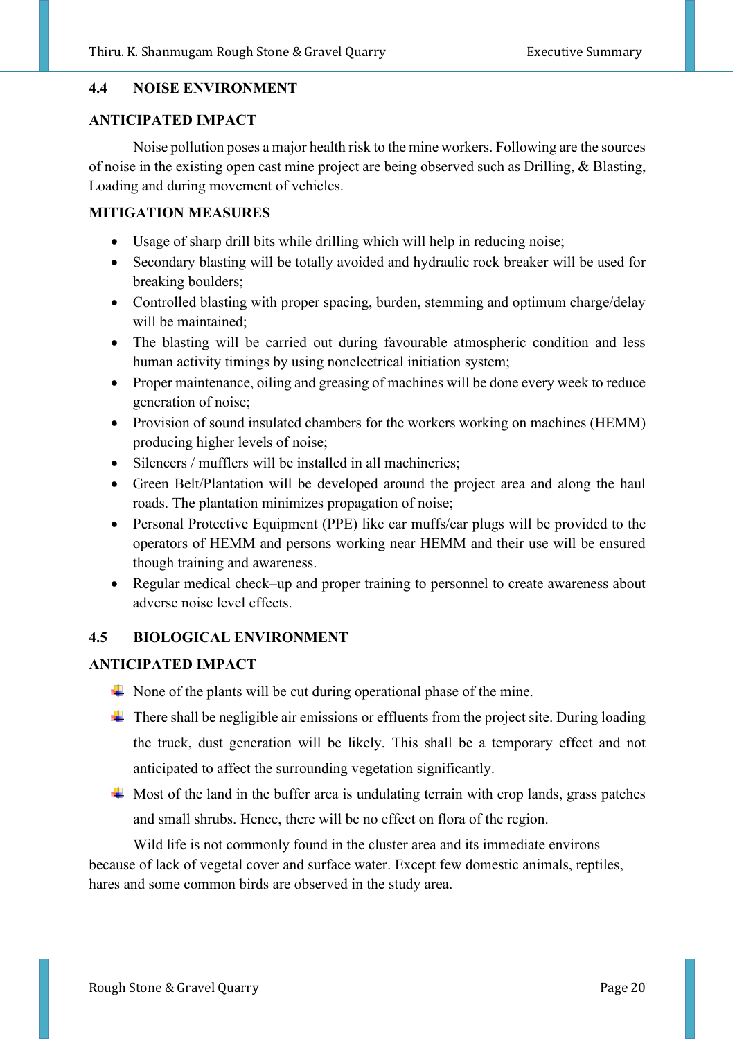## 4.4 NOISE ENVIRONMENT

### ANTICIPATED IMPACT

Noise pollution poses a major health risk to the mine workers. Following are the sources of noise in the existing open cast mine project are being observed such as Drilling, & Blasting, Loading and during movement of vehicles.

### MITIGATION MEASURES

- Usage of sharp drill bits while drilling which will help in reducing noise;
- Secondary blasting will be totally avoided and hydraulic rock breaker will be used for breaking boulders;
- Controlled blasting with proper spacing, burden, stemming and optimum charge/delay will be maintained;
- The blasting will be carried out during favourable atmospheric condition and less human activity timings by using nonelectrical initiation system;
- Proper maintenance, oiling and greasing of machines will be done every week to reduce generation of noise;
- Provision of sound insulated chambers for the workers working on machines (HEMM) producing higher levels of noise;
- Silencers / mufflers will be installed in all machineries;
- Green Belt/Plantation will be developed around the project area and along the haul roads. The plantation minimizes propagation of noise;
- Personal Protective Equipment (PPE) like ear muffs/ear plugs will be provided to the operators of HEMM and persons working near HEMM and their use will be ensured though training and awareness.
- Regular medical check–up and proper training to personnel to create awareness about adverse noise level effects.

## 4.5 BIOLOGICAL ENVIRONMENT

### ANTICIPATED IMPACT

- None of the plants will be cut during operational phase of the mine.
- There shall be negligible air emissions or effluents from the project site. During loading the truck, dust generation will be likely. This shall be a temporary effect and not anticipated to affect the surrounding vegetation significantly.
- Most of the land in the buffer area is undulating terrain with crop lands, grass patches and small shrubs. Hence, there will be no effect on flora of the region.

Wild life is not commonly found in the cluster area and its immediate environs because of lack of vegetal cover and surface water. Except few domestic animals, reptiles, hares and some common birds are observed in the study area.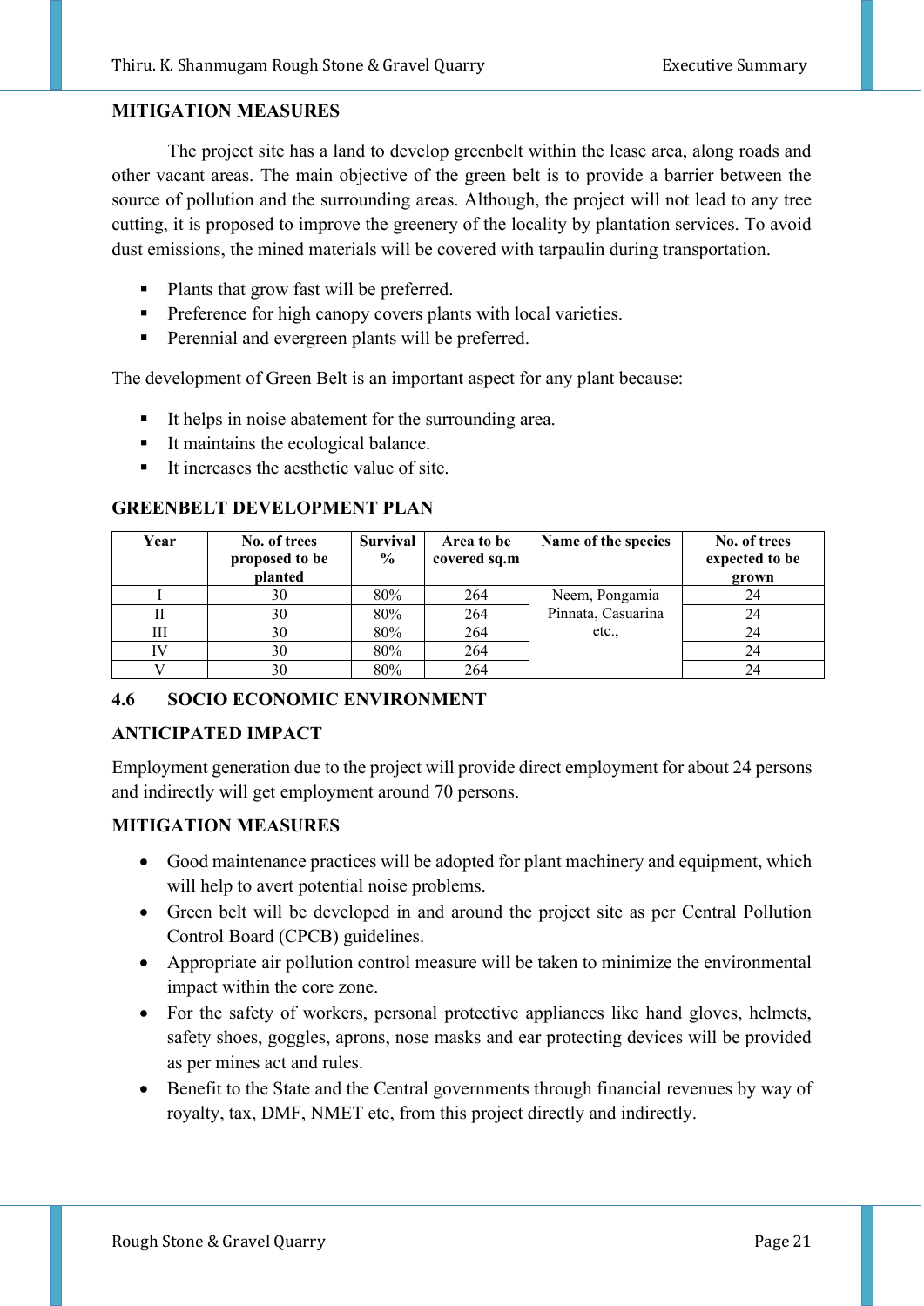**MITIGATION MEASURES**

The project site has a land to develop greenbelt within the lease area, along roads and other vacant areas. The main objective of the green belt is to provide a barrier between the source of pollution and the surrounding areas. Although, the project will not lead to any tree cutting, it is proposed to improve the greenery of the locality by plantation services. To avoid dust emissions, the mined materials will be covered with tarpaulin during transportation.

- Plants that grow fast will be preferred.
- Preference for high canopy covers plants with local varieties.
- Perennial and evergreen plants will be preferred.

The development of Green Belt is an important aspect for any plant because:

- It helps in noise abatement for the surrounding area.
- It maintains the ecological balance.
- It increases the aesthetic value of site.

**GREENBELT DEVELOPMENT PLAN**

| Year | No. of trees proposed to be planted | Survival % | Area to be covered sq.m | Name of the species | No. of trees expected to be grown |
|---|---|---|---|---|---|
| I | 30 | 80% | 264 | Neem, Pongamia Pinnata, Casuarina etc., | 24 |
| II | 30 | 80% | 264 | | 24 |
| III | 30 | 80% | 264 | | 24 |
| IV | 30 | 80% | 264 | | 24 |
| V | 30 | 80% | 264 | | 24 |

## 4.6 SOCIO ECONOMIC ENVIRONMENT

**ANTICIPATED IMPACT**

Employment generation due to the project will provide direct employment for about 24 persons and indirectly will get employment around 70 persons.

**MITIGATION MEASURES**

- Good maintenance practices will be adopted for plant machinery and equipment, which will help to avert potential noise problems.
- Green belt will be developed in and around the project site as per Central Pollution Control Board (CPCB) guidelines.
- Appropriate air pollution control measure will be taken to minimize the environmental impact within the core zone.
- For the safety of workers, personal protective appliances like hand gloves, helmets, safety shoes, goggles, aprons, nose masks and ear protecting devices will be provided as per mines act and rules.
- Benefit to the State and the Central governments through financial revenues by way of royalty, tax, DMF, NMET etc, from this project directly and indirectly.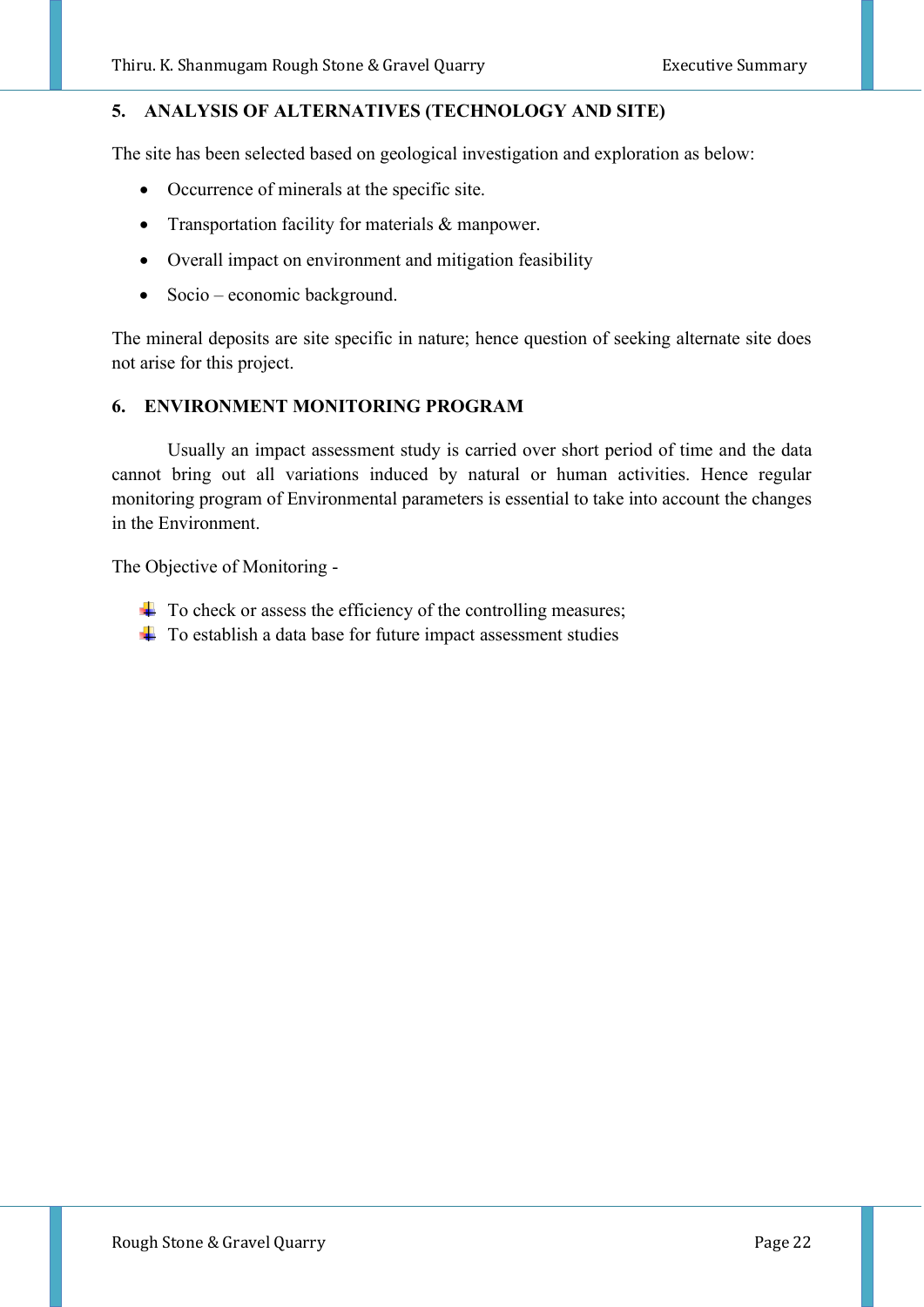## 5. ANALYSIS OF ALTERNATIVES (TECHNOLOGY AND SITE)

The site has been selected based on geological investigation and exploration as below:

- Occurrence of minerals at the specific site.
- Transportation facility for materials & manpower.
- Overall impact on environment and mitigation feasibility
- Socio – economic background.

The mineral deposits are site specific in nature; hence question of seeking alternate site does not arise for this project.

## 6. ENVIRONMENT MONITORING PROGRAM

Usually an impact assessment study is carried over short period of time and the data cannot bring out all variations induced by natural or human activities. Hence regular monitoring program of Environmental parameters is essential to take into account the changes in the Environment.

The Objective of Monitoring -

- To check or assess the efficiency of the controlling measures;
- To establish a data base for future impact assessment studies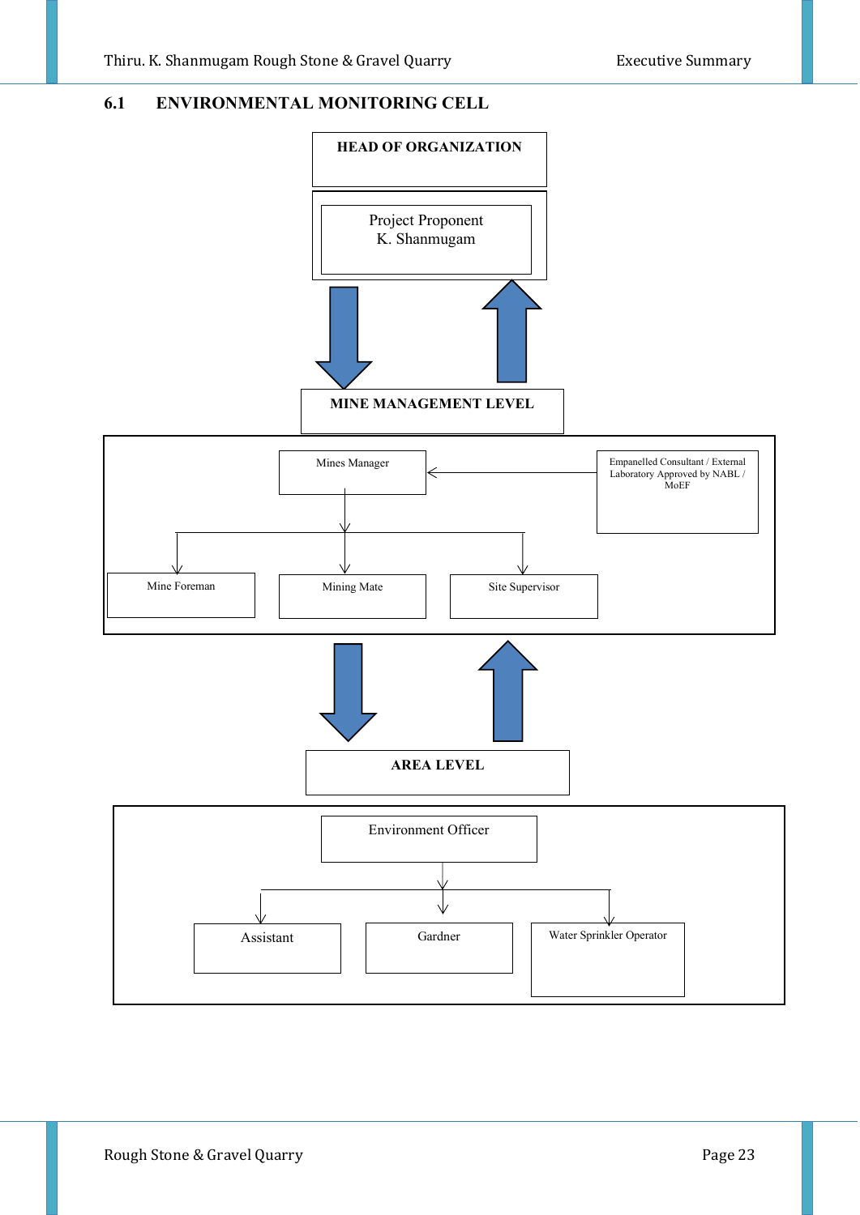## 6.1 ENVIRONMENTAL MONITORING CELL

**HEAD OF ORGANIZATION**

Project Proponent
K. Shanmugam

**MINE MANAGEMENT LEVEL**

Mines Manager

Empanelled Consultant / External Laboratory Approved by NABL / MoEF

Mine Foreman

Mining Mate

Site Supervisor

**AREA LEVEL**

Environment Officer

Assistant

Gardner

Water Sprinkler Operator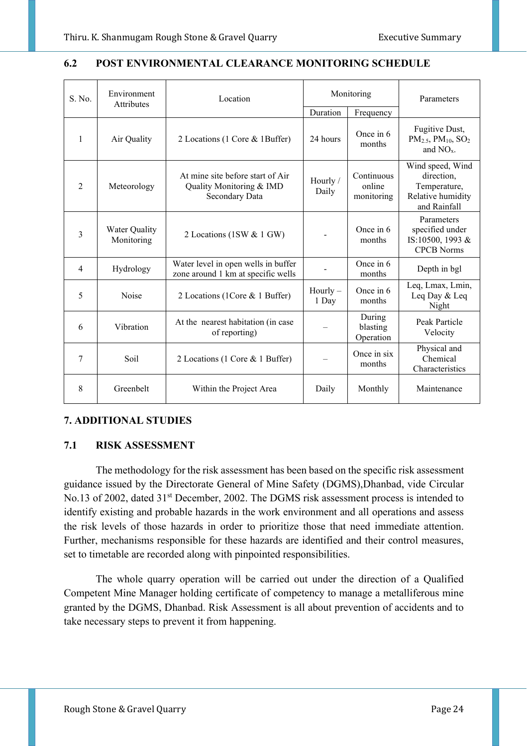## 6.2 POST ENVIRONMENTAL CLEARANCE MONITORING SCHEDULE

| S. No. | Environment Attributes | Location | Monitoring | | Parameters |
|---|---|---|---|---|---|
| | | | Duration | Frequency | |
| 1 | Air Quality | 2 Locations (1 Core & 1Buffer) | 24 hours | Once in 6 months | Fugitive Dust, $PM_{2.5}$, $PM_{10}$, $SO_2$ and $NO_x$. |
| 2 | Meteorology | At mine site before start of Air Quality Monitoring & IMD Secondary Data | Hourly / Daily | Continuous online monitoring | Wind speed, Wind direction, Temperature, Relative humidity and Rainfall |
| 3 | Water Quality Monitoring | 2 Locations (1SW & 1 GW) | - | Once in 6 months | Parameters specified under IS:10500, 1993 & CPCB Norms |
| 4 | Hydrology | Water level in open wells in buffer zone around 1 km at specific wells | - | Once in 6 months | Depth in bgl |
| 5 | Noise | 2 Locations (1Core & 1 Buffer) | Hourly – 1 Day | Once in 6 months | Leq, Lmax, Lmin, Leq Day & Leq Night |
| 6 | Vibration | At the nearest habitation (in case of reporting) | – | During blasting Operation | Peak Particle Velocity |
| 7 | Soil | 2 Locations (1 Core & 1 Buffer) | – | Once in six months | Physical and Chemical Characteristics |
| 8 | Greenbelt | Within the Project Area | Daily | Monthly | Maintenance |

# 7. ADDITIONAL STUDIES

## 7.1 RISK ASSESSMENT

The methodology for the risk assessment has been based on the specific risk assessment guidance issued by the Directorate General of Mine Safety (DGMS),Dhanbad, vide Circular No.13 of 2002, dated 31st December, 2002. The DGMS risk assessment process is intended to identify existing and probable hazards in the work environment and all operations and assess the risk levels of those hazards in order to prioritize those that need immediate attention. Further, mechanisms responsible for these hazards are identified and their control measures, set to timetable are recorded along with pinpointed responsibilities.

The whole quarry operation will be carried out under the direction of a Qualified Competent Mine Manager holding certificate of competency to manage a metalliferous mine granted by the DGMS, Dhanbad. Risk Assessment is all about prevention of accidents and to take necessary steps to prevent it from happening.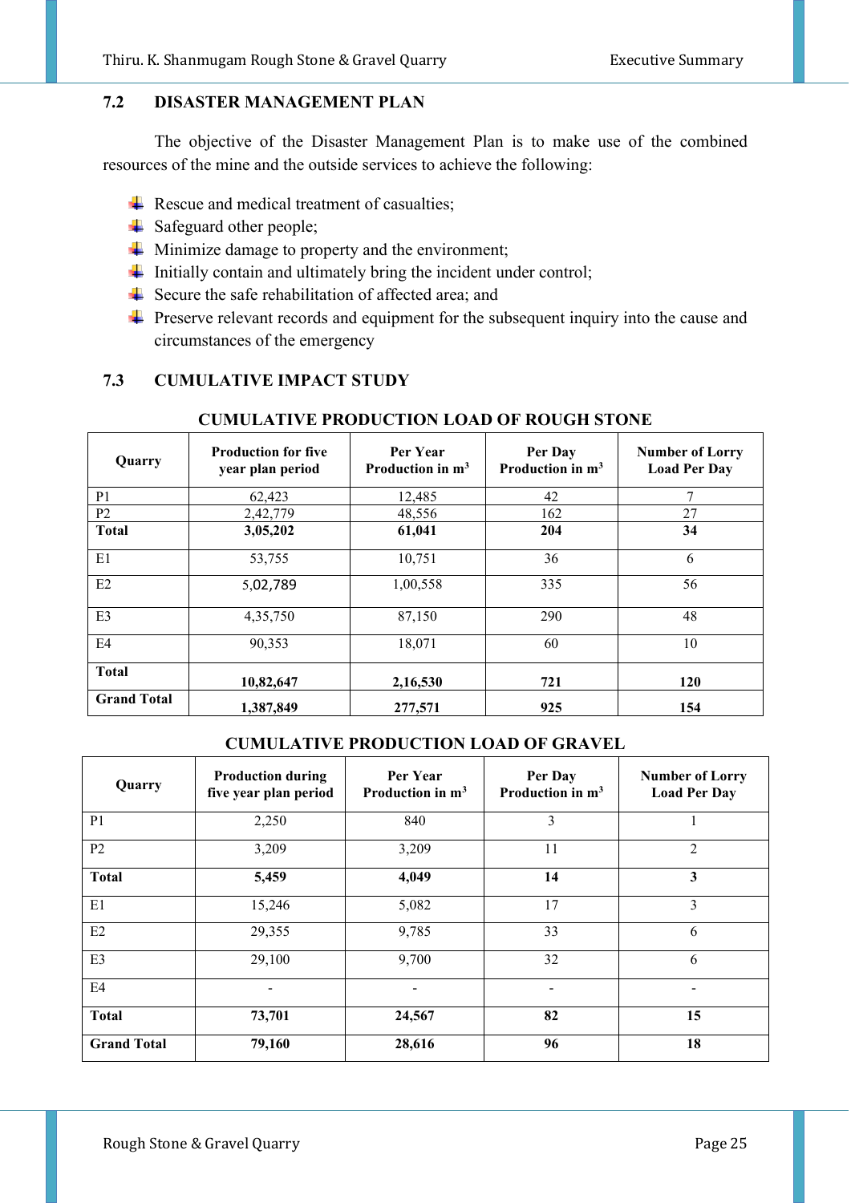## 7.2 DISASTER MANAGEMENT PLAN

The objective of the Disaster Management Plan is to make use of the combined resources of the mine and the outside services to achieve the following:

- Rescue and medical treatment of casualties;
- Safeguard other people;
- Minimize damage to property and the environment;
- Initially contain and ultimately bring the incident under control;
- Secure the safe rehabilitation of affected area; and
- Preserve relevant records and equipment for the subsequent inquiry into the cause and circumstances of the emergency

## 7.3 CUMULATIVE IMPACT STUDY

**CUMULATIVE PRODUCTION LOAD OF ROUGH STONE**

| Quarry | Production for five year plan period | Per Year Production in $m^3$ | Per Day Production in $m^3$ | Number of Lorry Load Per Day |
|---|---|---|---|---|
| P1 | 62,423 | 12,485 | 42 | 7 |
| P2 | 2,42,779 | 48,556 | 162 | 27 |
| **Total** | **3,05,202** | **61,041** | **204** | **34** |
| E1 | 53,755 | 10,751 | 36 | 6 |
| E2 | 5,02,789 | 1,00,558 | 335 | 56 |
| E3 | 4,35,750 | 87,150 | 290 | 48 |
| E4 | 90,353 | 18,071 | 60 | 10 |
| **Total** | **10,82,647** | **2,16,530** | **721** | **120** |
| **Grand Total** | **1,387,849** | **277,571** | **925** | **154** |

**CUMULATIVE PRODUCTION LOAD OF GRAVEL**

| Quarry | Production during five year plan period | Per Year Production in $m^3$ | Per Day Production in $m^3$ | Number of Lorry Load Per Day |
|---|---|---|---|---|
| P1 | 2,250 | 840 | 3 | 1 |
| P2 | 3,209 | 3,209 | 11 | 2 |
| **Total** | **5,459** | **4,049** | **14** | **3** |
| E1 | 15,246 | 5,082 | 17 | 3 |
| E2 | 29,355 | 9,785 | 33 | 6 |
| E3 | 29,100 | 9,700 | 32 | 6 |
| E4 | - | - | - | - |
| **Total** | **73,701** | **24,567** | **82** | **15** |
| **Grand Total** | **79,160** | **28,616** | **96** | **18** |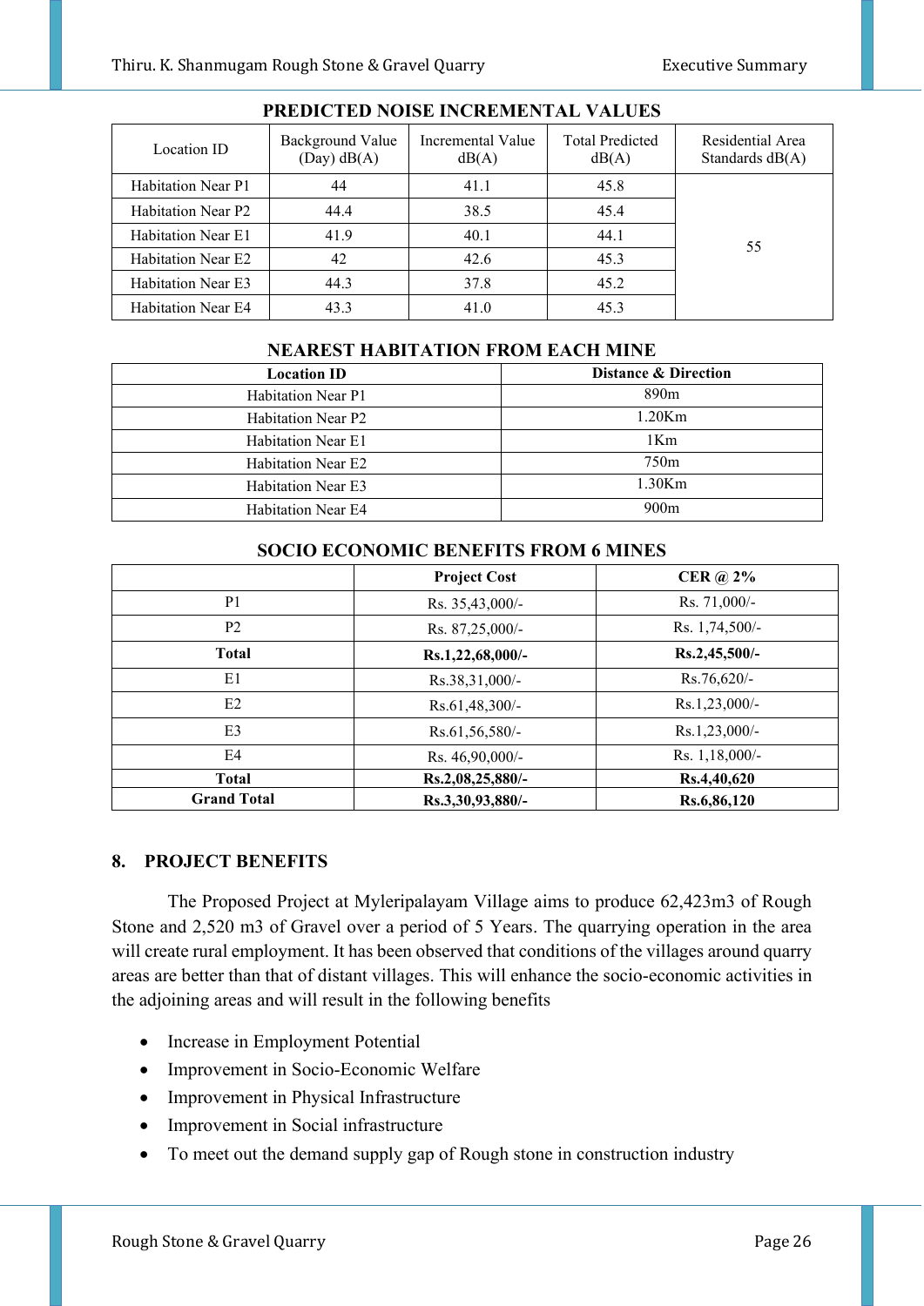### PREDICTED NOISE INCREMENTAL VALUES

| Location ID | Background Value (Day) dB(A) | Incremental Value dB(A) | Total Predicted dB(A) | Residential Area Standards dB(A) |
|---|---|---|---|---|
| Habitation Near P1 | 44 | 41.1 | 45.8 | 55 |
| Habitation Near P2 | 44.4 | 38.5 | 45.4 | |
| Habitation Near E1 | 41.9 | 40.1 | 44.1 | |
| Habitation Near E2 | 42 | 42.6 | 45.3 | |
| Habitation Near E3 | 44.3 | 37.8 | 45.2 | |
| Habitation Near E4 | 43.3 | 41.0 | 45.3 | |

### NEAREST HABITATION FROM EACH MINE

| Location ID | Distance & Direction |
|---|---|
| Habitation Near P1 | 890m |
| Habitation Near P2 | 1.20Km |
| Habitation Near E1 | 1Km |
| Habitation Near E2 | 750m |
| Habitation Near E3 | 1.30Km |
| Habitation Near E4 | 900m |

### SOCIO ECONOMIC BENEFITS FROM 6 MINES

| | Project Cost | CER @ 2% |
|---|---|---|
| P1 | Rs. 35,43,000/- | Rs. 71,000/- |
| P2 | Rs. 87,25,000/- | Rs. 1,74,500/- |
| **Total** | **Rs.1,22,68,000/-** | **Rs.2,45,500/-** |
| E1 | Rs.38,31,000/- | Rs.76,620/- |
| E2 | Rs.61,48,300/- | Rs.1,23,000/- |
| E3 | Rs.61,56,580/- | Rs.1,23,000/- |
| E4 | Rs. 46,90,000/- | Rs. 1,18,000/- |
| **Total** | **Rs.2,08,25,880/-** | **Rs.4,40,620** |
| **Grand Total** | **Rs.3,30,93,880/-** | **Rs.6,86,120** |

## 8. PROJECT BENEFITS

The Proposed Project at Myleripalayam Village aims to produce 62,423m3 of Rough Stone and 2,520 m3 of Gravel over a period of 5 Years. The quarrying operation in the area will create rural employment. It has been observed that conditions of the villages around quarry areas are better than that of distant villages. This will enhance the socio-economic activities in the adjoining areas and will result in the following benefits

- Increase in Employment Potential
- Improvement in Socio-Economic Welfare
- Improvement in Physical Infrastructure
- Improvement in Social infrastructure
- To meet out the demand supply gap of Rough stone in construction industry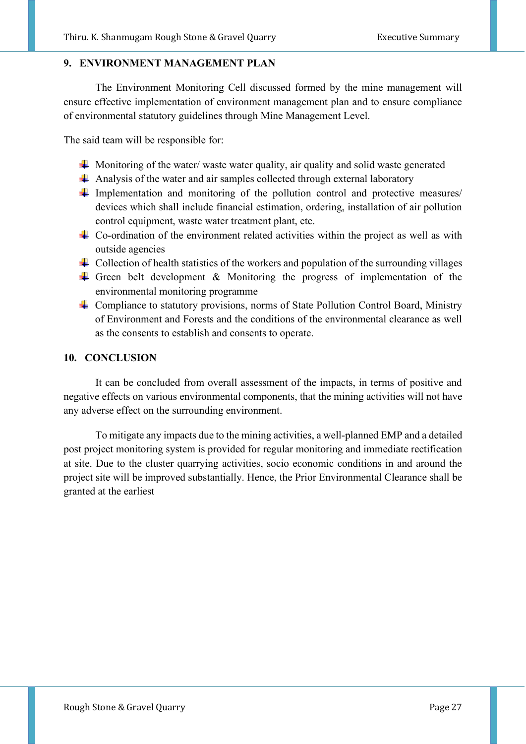## 9. ENVIRONMENT MANAGEMENT PLAN

The Environment Monitoring Cell discussed formed by the mine management will ensure effective implementation of environment management plan and to ensure compliance of environmental statutory guidelines through Mine Management Level.

The said team will be responsible for:

- Monitoring of the water/ waste water quality, air quality and solid waste generated
- Analysis of the water and air samples collected through external laboratory
- Implementation and monitoring of the pollution control and protective measures/ devices which shall include financial estimation, ordering, installation of air pollution control equipment, waste water treatment plant, etc.
- Co-ordination of the environment related activities within the project as well as with outside agencies
- Collection of health statistics of the workers and population of the surrounding villages
- Green belt development & Monitoring the progress of implementation of the environmental monitoring programme
- Compliance to statutory provisions, norms of State Pollution Control Board, Ministry of Environment and Forests and the conditions of the environmental clearance as well as the consents to establish and consents to operate.

## 10. CONCLUSION

It can be concluded from overall assessment of the impacts, in terms of positive and negative effects on various environmental components, that the mining activities will not have any adverse effect on the surrounding environment.

To mitigate any impacts due to the mining activities, a well-planned EMP and a detailed post project monitoring system is provided for regular monitoring and immediate rectification at site. Due to the cluster quarrying activities, socio economic conditions in and around the project site will be improved substantially. Hence, the Prior Environmental Clearance shall be granted at the earliest